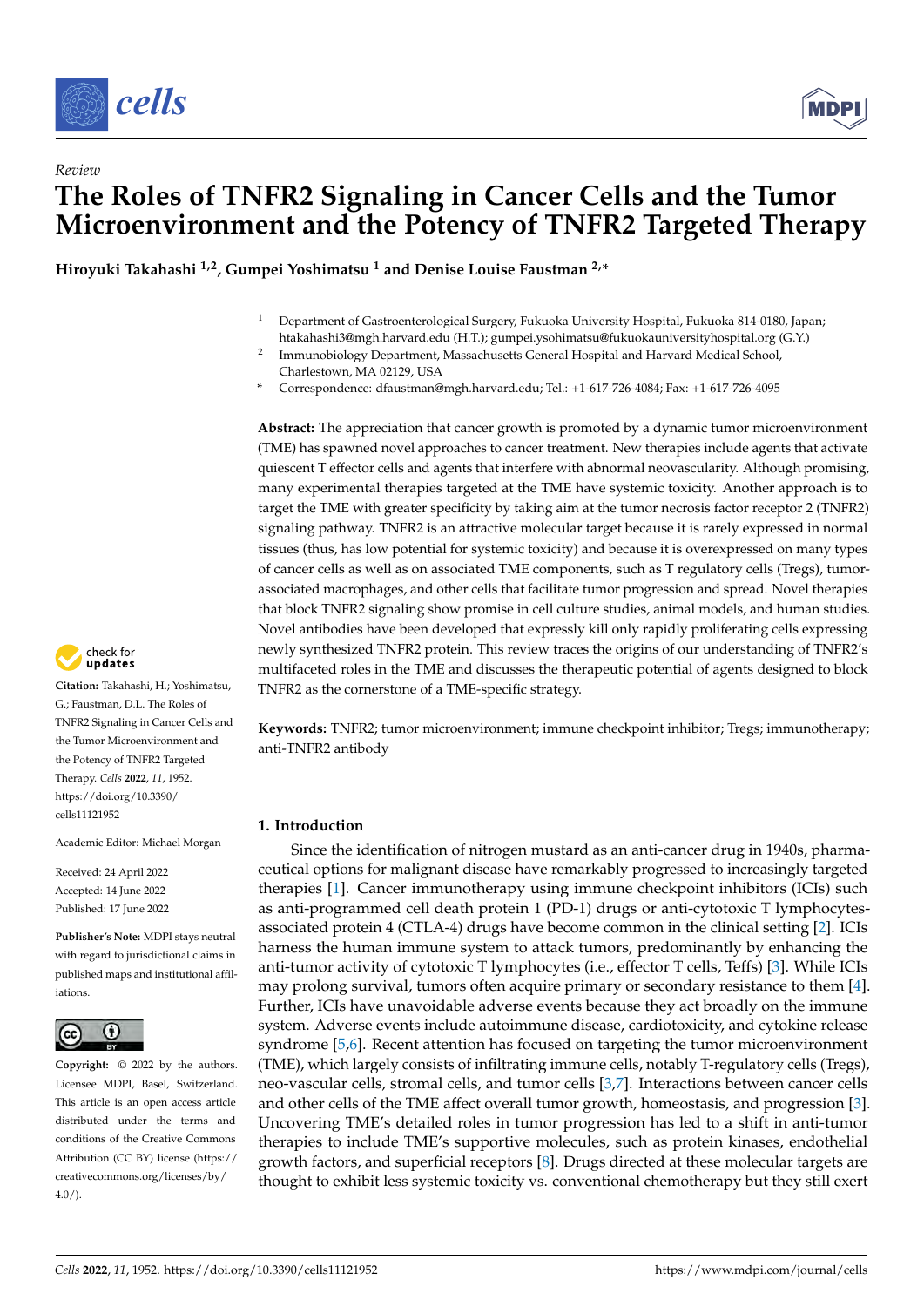*Review*

# The Roles of TNFR2 Signaling in Cancer Cells and the Tumor Microenvironment and the Potency of TNFR2 Targeted Therapy

**Hiroyuki Takahashi [1,2], Gumpei Yoshimatsu [1] and Denise Louise Faustman [2,*]**

[1] Department of Gastroenterological Surgery, Fukuoka University Hospital, Fukuoka 814-0180, Japan; htakahashi3@mgh.harvard.edu (H.T.); gumpei.ysohimatsu@fukuokauniversityhospital.org (G.Y.)

[2] Immunobiology Department, Massachusetts General Hospital and Harvard Medical School, Charlestown, MA 02129, USA

[*] Correspondence: dfaustman@mgh.harvard.edu; Tel.: +1-617-726-4084; Fax: +1-617-726-4095

**Abstract:** The appreciation that cancer growth is promoted by a dynamic tumor microenvironment (TME) has spawned novel approaches to cancer treatment. New therapies include agents that activate quiescent T effector cells and agents that interfere with abnormal neovascularity. Although promising, many experimental therapies targeted at the TME have systemic toxicity. Another approach is to target the TME with greater specificity by taking aim at the tumor necrosis factor receptor 2 (TNFR2) signaling pathway. TNFR2 is an attractive molecular target because it is rarely expressed in normal tissues (thus, has low potential for systemic toxicity) and because it is overexpressed on many types of cancer cells as well as on associated TME components, such as T regulatory cells (Tregs), tumor-associated macrophages, and other cells that facilitate tumor progression and spread. Novel therapies that block TNFR2 signaling show promise in cell culture studies, animal models, and human studies. Novel antibodies have been developed that expressly kill only rapidly proliferating cells expressing newly synthesized TNFR2 protein. This review traces the origins of our understanding of TNFR2's multifaceted roles in the TME and discusses the therapeutic potential of agents designed to block TNFR2 as the cornerstone of a TME-specific strategy.

**Keywords:** TNFR2; tumor microenvironment; immune checkpoint inhibitor; Tregs; immunotherapy; anti-TNFR2 antibody

**Citation:** Takahashi, H.; Yoshimatsu, G.; Faustman, D.L. The Roles of TNFR2 Signaling in Cancer Cells and the Tumor Microenvironment and the Potency of TNFR2 Targeted Therapy. *Cells* **2022**, *11*, 1952. https://doi.org/10.3390/cells11121952

Academic Editor: Michael Morgan

Received: 24 April 2022
Accepted: 14 June 2022
Published: 17 June 2022

**Publisher's Note:** MDPI stays neutral with regard to jurisdictional claims in published maps and institutional affiliations.

**Copyright:** © 2022 by the authors. Licensee MDPI, Basel, Switzerland. This article is an open access article distributed under the terms and conditions of the Creative Commons Attribution (CC BY) license (https://creativecommons.org/licenses/by/4.0/).

## 1. Introduction

Since the identification of nitrogen mustard as an anti-cancer drug in 1940s, pharmaceutical options for malignant disease have remarkably progressed to increasingly targeted therapies [1]. Cancer immunotherapy using immune checkpoint inhibitors (ICIs) such as anti-programmed cell death protein 1 (PD-1) drugs or anti-cytotoxic T lymphocytes-associated protein 4 (CTLA-4) drugs have become common in the clinical setting [2]. ICIs harness the human immune system to attack tumors, predominantly by enhancing the anti-tumor activity of cytotoxic T lymphocytes (i.e., effector T cells, Teffs) [3]. While ICIs may prolong survival, tumors often acquire primary or secondary resistance to them [4]. Further, ICIs have unavoidable adverse events because they act broadly on the immune system. Adverse events include autoimmune disease, cardiotoxicity, and cytokine release syndrome [5,6]. Recent attention has focused on targeting the tumor microenvironment (TME), which largely consists of infiltrating immune cells, notably T-regulatory cells (Tregs), neo-vascular cells, stromal cells, and tumor cells [3,7]. Interactions between cancer cells and other cells of the TME affect overall tumor growth, homeostasis, and progression [3]. Uncovering TME's detailed roles in tumor progression has led to a shift in anti-tumor therapies to include TME's supportive molecules, such as protein kinases, endothelial growth factors, and superficial receptors [8]. Drugs directed at these molecular targets are thought to exhibit less systemic toxicity vs. conventional chemotherapy but they still exert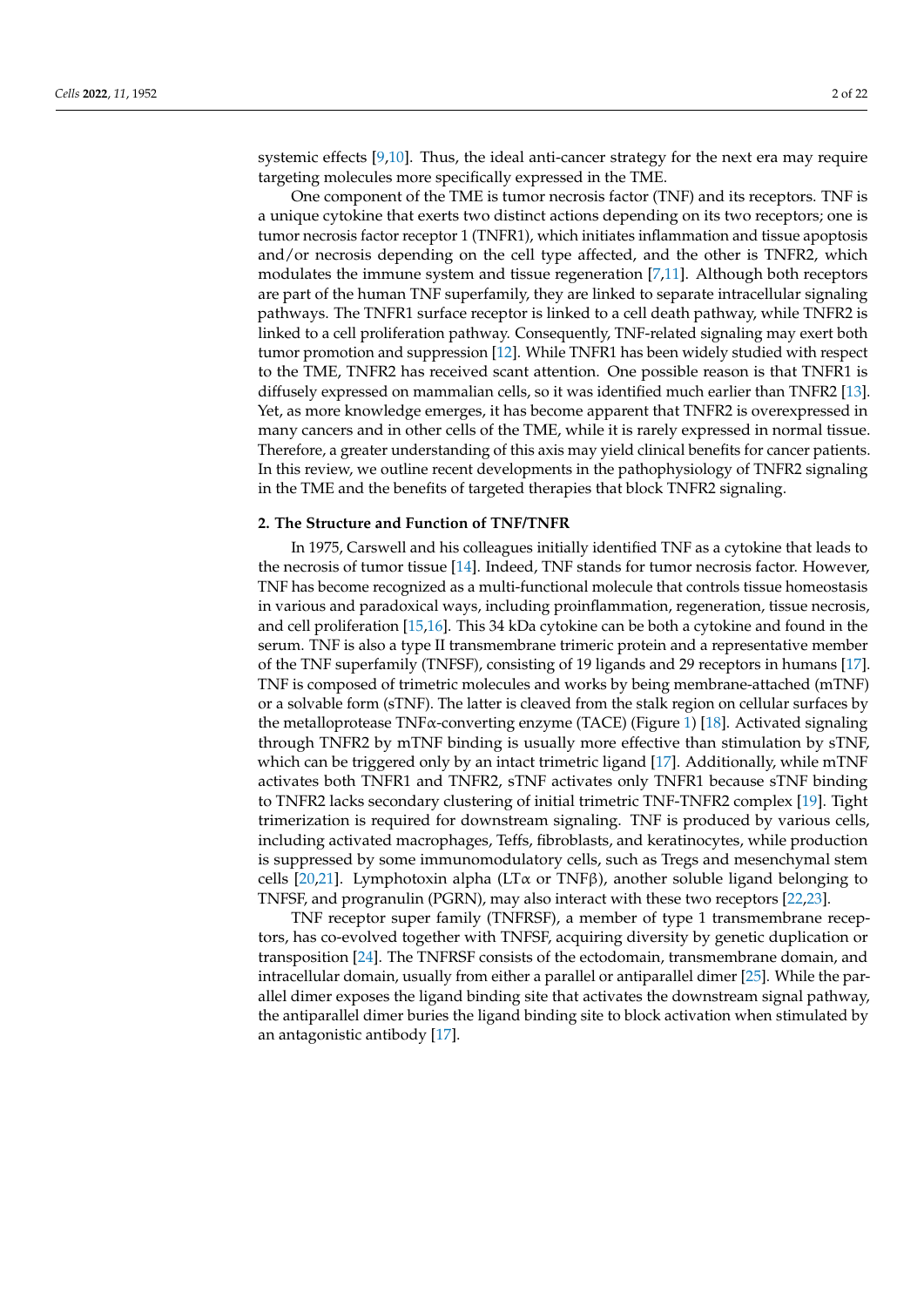systemic effects [9,10]. Thus, the ideal anti-cancer strategy for the next era may require targeting molecules more specifically expressed in the TME.

One component of the TME is tumor necrosis factor (TNF) and its receptors. TNF is a unique cytokine that exerts two distinct actions depending on its two receptors; one is tumor necrosis factor receptor 1 (TNFR1), which initiates inflammation and tissue apoptosis and/or necrosis depending on the cell type affected, and the other is TNFR2, which modulates the immune system and tissue regeneration [7,11]. Although both receptors are part of the human TNF superfamily, they are linked to separate intracellular signaling pathways. The TNFR1 surface receptor is linked to a cell death pathway, while TNFR2 is linked to a cell proliferation pathway. Consequently, TNF-related signaling may exert both tumor promotion and suppression [12]. While TNFR1 has been widely studied with respect to the TME, TNFR2 has received scant attention. One possible reason is that TNFR1 is diffusely expressed on mammalian cells, so it was identified much earlier than TNFR2 [13]. Yet, as more knowledge emerges, it has become apparent that TNFR2 is overexpressed in many cancers and in other cells of the TME, while it is rarely expressed in normal tissue. Therefore, a greater understanding of this axis may yield clinical benefits for cancer patients. In this review, we outline recent developments in the pathophysiology of TNFR2 signaling in the TME and the benefits of targeted therapies that block TNFR2 signaling.

## 2. The Structure and Function of TNF/TNFR

In 1975, Carswell and his colleagues initially identified TNF as a cytokine that leads to the necrosis of tumor tissue [14]. Indeed, TNF stands for tumor necrosis factor. However, TNF has become recognized as a multi-functional molecule that controls tissue homeostasis in various and paradoxical ways, including proinflammation, regeneration, tissue necrosis, and cell proliferation [15,16]. This 34 kDa cytokine can be both a cytokine and found in the serum. TNF is also a type II transmembrane trimeric protein and a representative member of the TNF superfamily (TNFSF), consisting of 19 ligands and 29 receptors in humans [17]. TNF is composed of trimetric molecules and works by being membrane-attached (mTNF) or a solvable form (sTNF). The latter is cleaved from the stalk region on cellular surfaces by the metalloprotease TNFα-converting enzyme (TACE) (Figure 1) [18]. Activated signaling through TNFR2 by mTNF binding is usually more effective than stimulation by sTNF, which can be triggered only by an intact trimetric ligand [17]. Additionally, while mTNF activates both TNFR1 and TNFR2, sTNF activates only TNFR1 because sTNF binding to TNFR2 lacks secondary clustering of initial trimetric TNF-TNFR2 complex [19]. Tight trimerization is required for downstream signaling. TNF is produced by various cells, including activated macrophages, Teffs, fibroblasts, and keratinocytes, while production is suppressed by some immunomodulatory cells, such as Tregs and mesenchymal stem cells [20,21]. Lymphotoxin alpha (LTα or TNFβ), another soluble ligand belonging to TNFSF, and progranulin (PGRN), may also interact with these two receptors [22,23].

TNF receptor super family (TNFRSF), a member of type 1 transmembrane receptors, has co-evolved together with TNFSF, acquiring diversity by genetic duplication or transposition [24]. The TNFRSF consists of the ectodomain, transmembrane domain, and intracellular domain, usually from either a parallel or antiparallel dimer [25]. While the parallel dimer exposes the ligand binding site that activates the downstream signal pathway, the antiparallel dimer buries the ligand binding site to block activation when stimulated by an antagonistic antibody [17].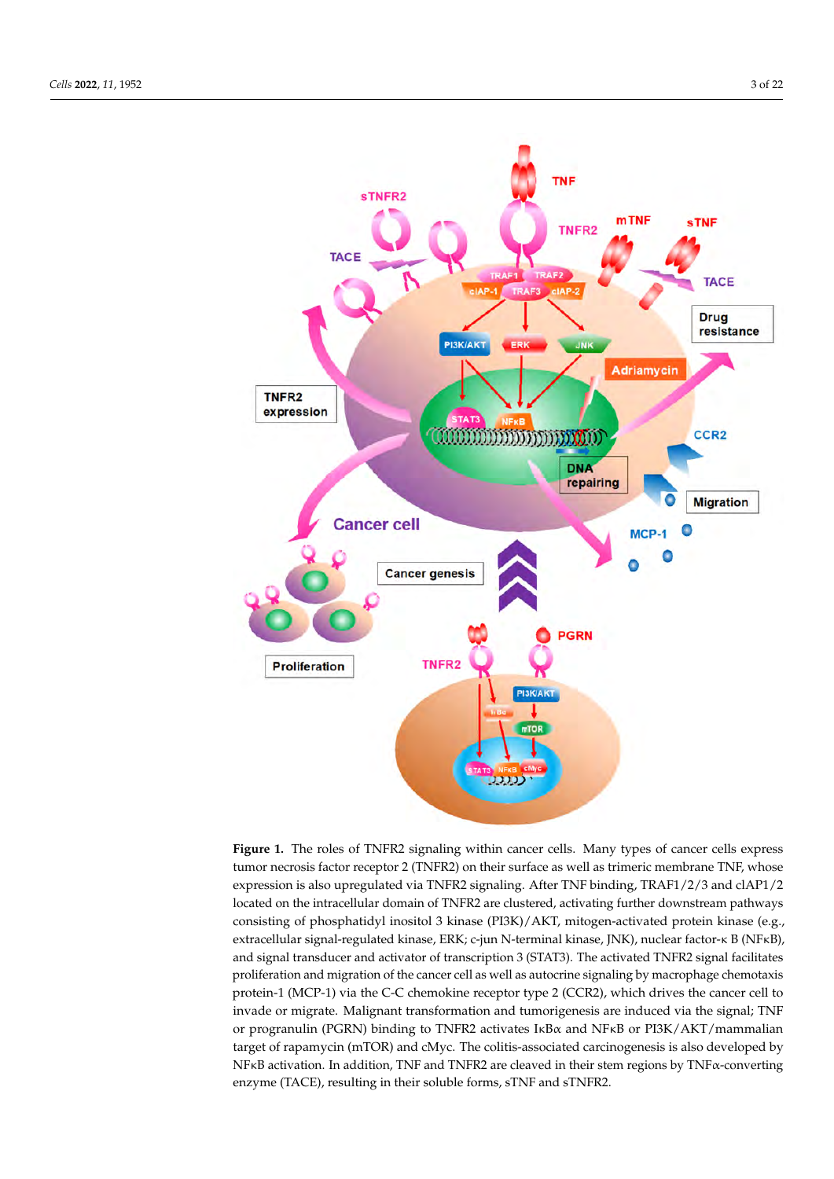**Figure 1.** The roles of TNFR2 signaling within cancer cells. Many types of cancer cells express tumor necrosis factor receptor 2 (TNFR2) on their surface as well as trimeric membrane TNF, whose expression is also upregulated via TNFR2 signaling. After TNF binding, TRAF1/2/3 and cIAP1/2 located on the intracellular domain of TNFR2 are clustered, activating further downstream pathways consisting of phosphatidyl inositol 3 kinase (PI3K)/AKT, mitogen-activated protein kinase (e.g., extracellular signal-regulated kinase, ERK; c-jun N-terminal kinase, JNK), nuclear factor-κ B (NFκB), and signal transducer and activator of transcription 3 (STAT3). The activated TNFR2 signal facilitates proliferation and migration of the cancer cell as well as autocrine signaling by macrophage chemotaxis protein-1 (MCP-1) via the C-C chemokine receptor type 2 (CCR2), which drives the cancer cell to invade or migrate. Malignant transformation and tumorigenesis are induced via the signal; TNF or progranulin (PGRN) binding to TNFR2 activates IκBα and NFκB or PI3K/AKT/mammalian target of rapamycin (mTOR) and cMyc. The colitis-associated carcinogenesis is also developed by NFκB activation. In addition, TNF and TNFR2 are cleaved in their stem regions by TNFα-converting enzyme (TACE), resulting in their soluble forms, sTNF and sTNFR2.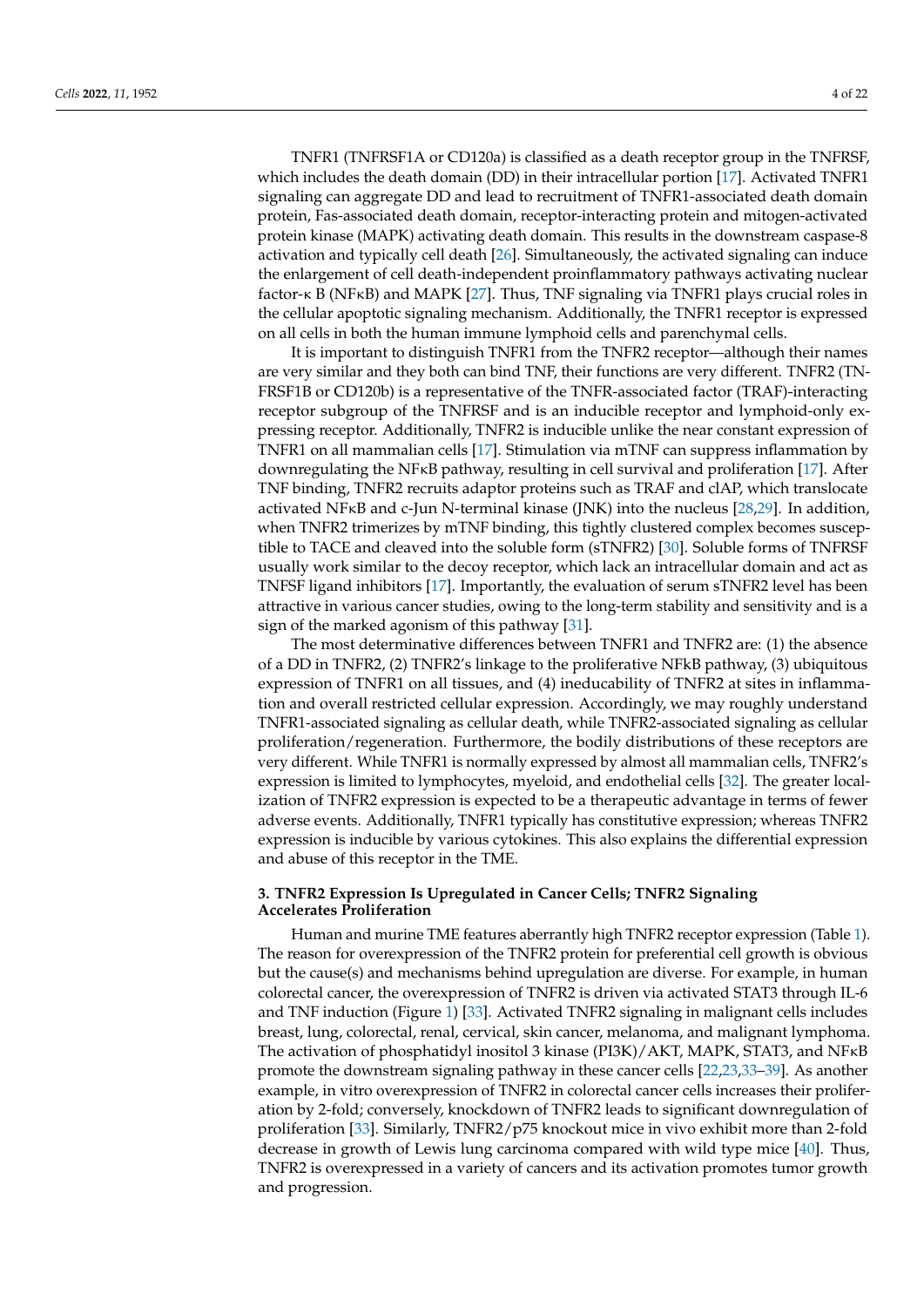TNFR1 (TNFRSF1A or CD120a) is classified as a death receptor group in the TNFRSF, which includes the death domain (DD) in their intracellular portion [17]. Activated TNFR1 signaling can aggregate DD and lead to recruitment of TNFR1-associated death domain protein, Fas-associated death domain, receptor-interacting protein and mitogen-activated protein kinase (MAPK) activating death domain. This results in the downstream caspase-8 activation and typically cell death [26]. Simultaneously, the activated signaling can induce the enlargement of cell death-independent proinflammatory pathways activating nuclear factor-κ B (NFκB) and MAPK [27]. Thus, TNF signaling via TNFR1 plays crucial roles in the cellular apoptotic signaling mechanism. Additionally, the TNFR1 receptor is expressed on all cells in both the human immune lymphoid cells and parenchymal cells.

It is important to distinguish TNFR1 from the TNFR2 receptor—although their names are very similar and they both can bind TNF, their functions are very different. TNFR2 (TNFRSF1B or CD120b) is a representative of the TNFR-associated factor (TRAF)-interacting receptor subgroup of the TNFRSF and is an inducible receptor and lymphoid-only expressing receptor. Additionally, TNFR2 is inducible unlike the near constant expression of TNFR1 on all mammalian cells [17]. Stimulation via mTNF can suppress inflammation by downregulating the NFκB pathway, resulting in cell survival and proliferation [17]. After TNF binding, TNFR2 recruits adaptor proteins such as TRAF and cIAP, which translocate activated NFκB and c-Jun N-terminal kinase (JNK) into the nucleus [28,29]. In addition, when TNFR2 trimerizes by mTNF binding, this tightly clustered complex becomes susceptible to TACE and cleaved into the soluble form (sTNFR2) [30]. Soluble forms of TNFRSF usually work similar to the decoy receptor, which lack an intracellular domain and act as TNFSF ligand inhibitors [17]. Importantly, the evaluation of serum sTNFR2 level has been attractive in various cancer studies, owing to the long-term stability and sensitivity and is a sign of the marked agonism of this pathway [31].

The most determinative differences between TNFR1 and TNFR2 are: (1) the absence of a DD in TNFR2, (2) TNFR2's linkage to the proliferative NFkB pathway, (3) ubiquitous expression of TNFR1 on all tissues, and (4) ineducability of TNFR2 at sites in inflammation and overall restricted cellular expression. Accordingly, we may roughly understand TNFR1-associated signaling as cellular death, while TNFR2-associated signaling as cellular proliferation/regeneration. Furthermore, the bodily distributions of these receptors are very different. While TNFR1 is normally expressed by almost all mammalian cells, TNFR2's expression is limited to lymphocytes, myeloid, and endothelial cells [32]. The greater localization of TNFR2 expression is expected to be a therapeutic advantage in terms of fewer adverse events. Additionally, TNFR1 typically has constitutive expression; whereas TNFR2 expression is inducible by various cytokines. This also explains the differential expression and abuse of this receptor in the TME.

## 3. TNFR2 Expression Is Upregulated in Cancer Cells; TNFR2 Signaling Accelerates Proliferation

Human and murine TME features aberrantly high TNFR2 receptor expression (Table 1). The reason for overexpression of the TNFR2 protein for preferential cell growth is obvious but the cause(s) and mechanisms behind upregulation are diverse. For example, in human colorectal cancer, the overexpression of TNFR2 is driven via activated STAT3 through IL-6 and TNF induction (Figure 1) [33]. Activated TNFR2 signaling in malignant cells includes breast, lung, colorectal, renal, cervical, skin cancer, melanoma, and malignant lymphoma. The activation of phosphatidyl inositol 3 kinase (PI3K)/AKT, MAPK, STAT3, and NFκB promote the downstream signaling pathway in these cancer cells [22,23,33–39]. As another example, in vitro overexpression of TNFR2 in colorectal cancer cells increases their proliferation by 2-fold; conversely, knockdown of TNFR2 leads to significant downregulation of proliferation [33]. Similarly, TNFR2/p75 knockout mice in vivo exhibit more than 2-fold decrease in growth of Lewis lung carcinoma compared with wild type mice [40]. Thus, TNFR2 is overexpressed in a variety of cancers and its activation promotes tumor growth and progression.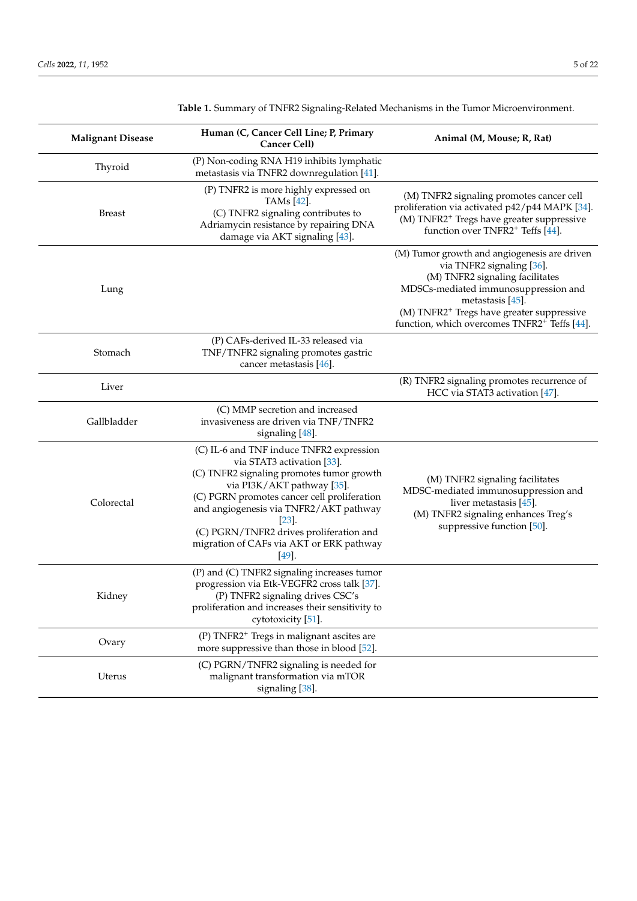**Table 1.** Summary of TNFR2 Signaling-Related Mechanisms in the Tumor Microenvironment.

| Malignant Disease | Human (C, Cancer Cell Line; P, Primary Cancer Cell) | Animal (M, Mouse; R, Rat) |
|---|---|---|
| Thyroid | (P) Non-coding RNA H19 inhibits lymphatic metastasis via TNFR2 downregulation [41]. | |
| Breast | (P) TNFR2 is more highly expressed on TAMs [42].<br>(C) TNFR2 signaling contributes to Adriamycin resistance by repairing DNA damage via AKT signaling [43]. | (M) TNFR2 signaling promotes cancer cell proliferation via activated p42/p44 MAPK [34].<br>(M) $TNFR2^+$ Tregs have greater suppressive function over $TNFR2^+$ Teffs [44]. |
| Lung | | (M) Tumor growth and angiogenesis are driven via TNFR2 signaling [36].<br>(M) TNFR2 signaling facilitates MDSCs-mediated immunosuppression and metastasis [45].<br>(M) $TNFR2^+$ Tregs have greater suppressive function, which overcomes $TNFR2^+$ Teffs [44]. |
| Stomach | (P) CAFs-derived IL-33 released via TNF/TNFR2 signaling promotes gastric cancer metastasis [46]. | |
| Liver | | (R) TNFR2 signaling promotes recurrence of HCC via STAT3 activation [47]. |
| Gallbladder | (C) MMP secretion and increased invasiveness are driven via TNF/TNFR2 signaling [48]. | |
| Colorectal | (C) IL-6 and TNF induce TNFR2 expression via STAT3 activation [33].<br>(C) TNFR2 signaling promotes tumor growth via PI3K/AKT pathway [35].<br>(C) PGRN promotes cancer cell proliferation and angiogenesis via TNFR2/AKT pathway [23].<br>(C) PGRN/TNFR2 drives proliferation and migration of CAFs via AKT or ERK pathway [49]. | (M) TNFR2 signaling facilitates MDSC-mediated immunosuppression and liver metastasis [45].<br>(M) TNFR2 signaling enhances Treg's suppressive function [50]. |
| Kidney | (P) and (C) TNFR2 signaling increases tumor progression via Etk-VEGFR2 cross talk [37].<br>(P) TNFR2 signaling drives CSC's proliferation and increases their sensitivity to cytotoxicity [51]. | |
| Ovary | (P) $TNFR2^+$ Tregs in malignant ascites are more suppressive than those in blood [52]. | |
| Uterus | (C) PGRN/TNFR2 signaling is needed for malignant transformation via mTOR signaling [38]. | |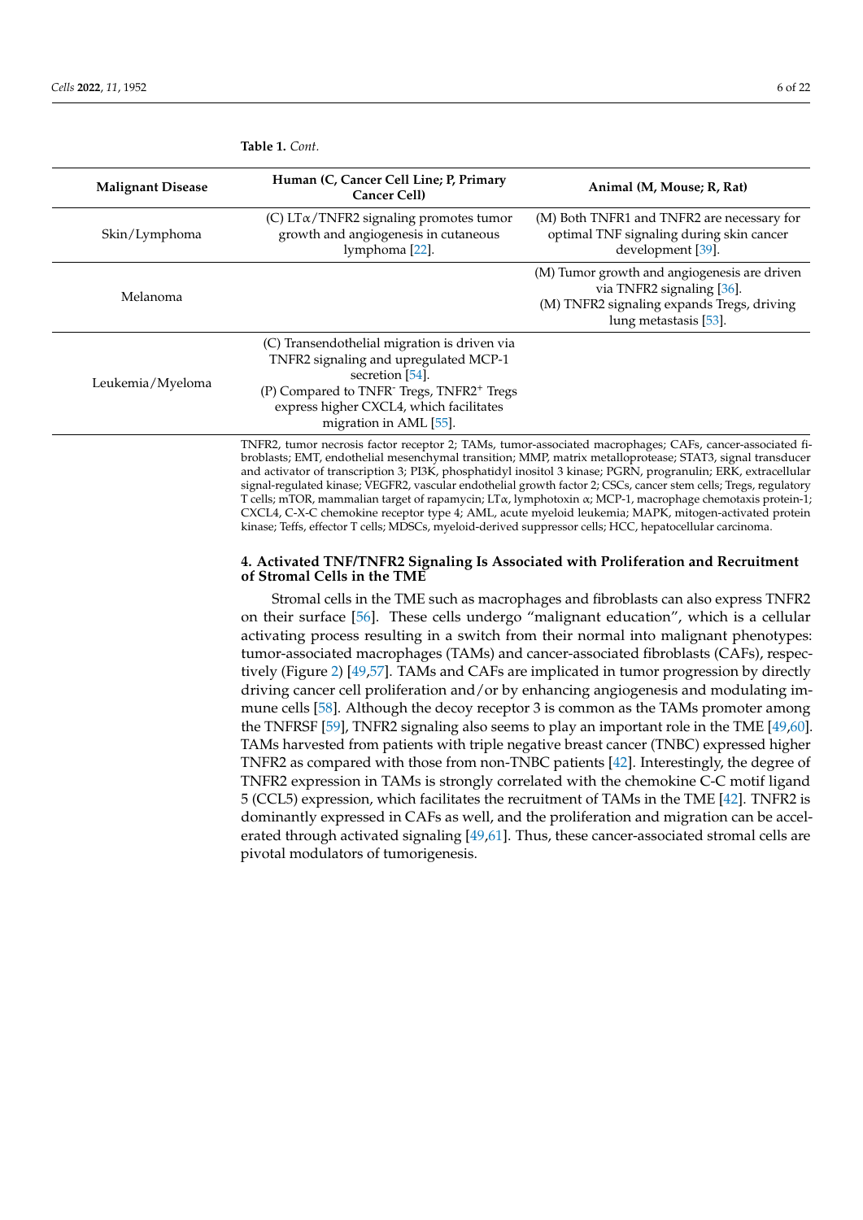**Table 1.** *Cont.*

| Malignant Disease | Human (C, Cancer Cell Line; P, Primary Cancer Cell) | Animal (M, Mouse; R, Rat) |
|---|---|---|
| Skin/Lymphoma | (C) LTα/TNFR2 signaling promotes tumor growth and angiogenesis in cutaneous lymphoma [22]. | (M) Both TNFR1 and TNFR2 are necessary for optimal TNF signaling during skin cancer development [39]. |
| Melanoma | | (M) Tumor growth and angiogenesis are driven via TNFR2 signaling [36]. (M) TNFR2 signaling expands Tregs, driving lung metastasis [53]. |
| Leukemia/Myeloma | (C) Transendothelial migration is driven via TNFR2 signaling and upregulated MCP-1 secretion [54]. (P) Compared to TNFR$^-$ Tregs, TNFR2$^+$ Tregs express higher CXCL4, which facilitates migration in AML [55]. | |

TNFR2, tumor necrosis factor receptor 2; TAMs, tumor-associated macrophages; CAFs, cancer-associated fibroblasts; EMT, endothelial mesenchymal transition; MMP, matrix metalloprotease; STAT3, signal transducer and activator of transcription 3; PI3K, phosphatidyl inositol 3 kinase; PGRN, progranulin; ERK, extracellular signal-regulated kinase; VEGFR2, vascular endothelial growth factor 2; CSCs, cancer stem cells; Tregs, regulatory T cells; mTOR, mammalian target of rapamycin; LTα, lymphotoxin α; MCP-1, macrophage chemotaxis protein-1; CXCL4, C-X-C chemokine receptor type 4; AML, acute myeloid leukemia; MAPK, mitogen-activated protein kinase; Teffs, effector T cells; MDSCs, myeloid-derived suppressor cells; HCC, hepatocellular carcinoma.

## 4. Activated TNF/TNFR2 Signaling Is Associated with Proliferation and Recruitment of Stromal Cells in the TME

Stromal cells in the TME such as macrophages and fibroblasts can also express TNFR2 on their surface [56]. These cells undergo "malignant education", which is a cellular activating process resulting in a switch from their normal into malignant phenotypes: tumor-associated macrophages (TAMs) and cancer-associated fibroblasts (CAFs), respectively (Figure 2) [49,57]. TAMs and CAFs are implicated in tumor progression by directly driving cancer cell proliferation and/or by enhancing angiogenesis and modulating immune cells [58]. Although the decoy receptor 3 is common as the TAMs promoter among the TNFRSF [59], TNFR2 signaling also seems to play an important role in the TME [49,60]. TAMs harvested from patients with triple negative breast cancer (TNBC) expressed higher TNFR2 as compared with those from non-TNBC patients [42]. Interestingly, the degree of TNFR2 expression in TAMs is strongly correlated with the chemokine C-C motif ligand 5 (CCL5) expression, which facilitates the recruitment of TAMs in the TME [42]. TNFR2 is dominantly expressed in CAFs as well, and the proliferation and migration can be accelerated through activated signaling [49,61]. Thus, these cancer-associated stromal cells are pivotal modulators of tumorigenesis.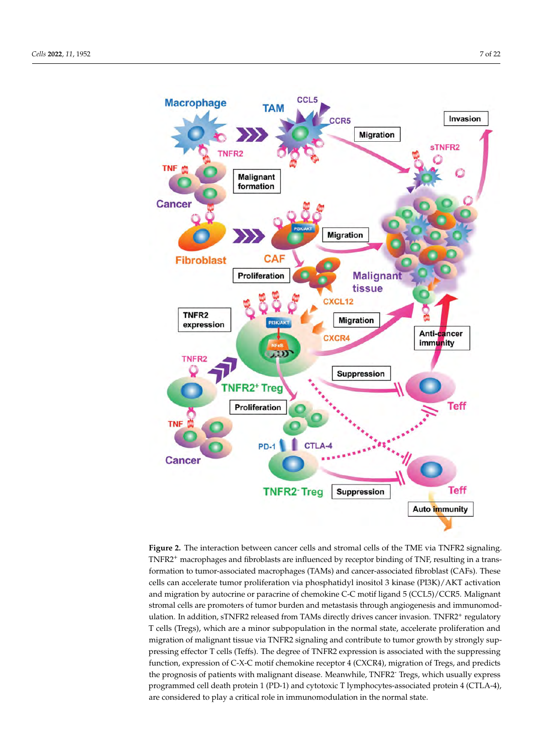**Figure 2.** The interaction between cancer cells and stromal cells of the TME via TNFR2 signaling. TNFR2$^+$ macrophages and fibroblasts are influenced by receptor binding of TNF, resulting in a transformation to tumor-associated macrophages (TAMs) and cancer-associated fibroblast (CAFs). These cells can accelerate tumor proliferation via phosphatidyl inositol 3 kinase (PI3K)/AKT activation and migration by autocrine or paracrine of chemokine C-C motif ligand 5 (CCL5)/CCR5. Malignant stromal cells are promoters of tumor burden and metastasis through angiogenesis and immunomodulation. In addition, sTNFR2 released from TAMs directly drives cancer invasion. TNFR2$^+$ regulatory T cells (Tregs), which are a minor subpopulation in the normal state, accelerate proliferation and migration of malignant tissue via TNFR2 signaling and contribute to tumor growth by strongly suppressing effector T cells (Teffs). The degree of TNFR2 expression is associated with the suppressing function, expression of C-X-C motif chemokine receptor 4 (CXCR4), migration of Tregs, and predicts the prognosis of patients with malignant disease. Meanwhile, TNFR2$^-$ Tregs, which usually express programmed cell death protein 1 (PD-1) and cytotoxic T lymphocytes-associated protein 4 (CTLA-4), are considered to play a critical role in immunomodulation in the normal state.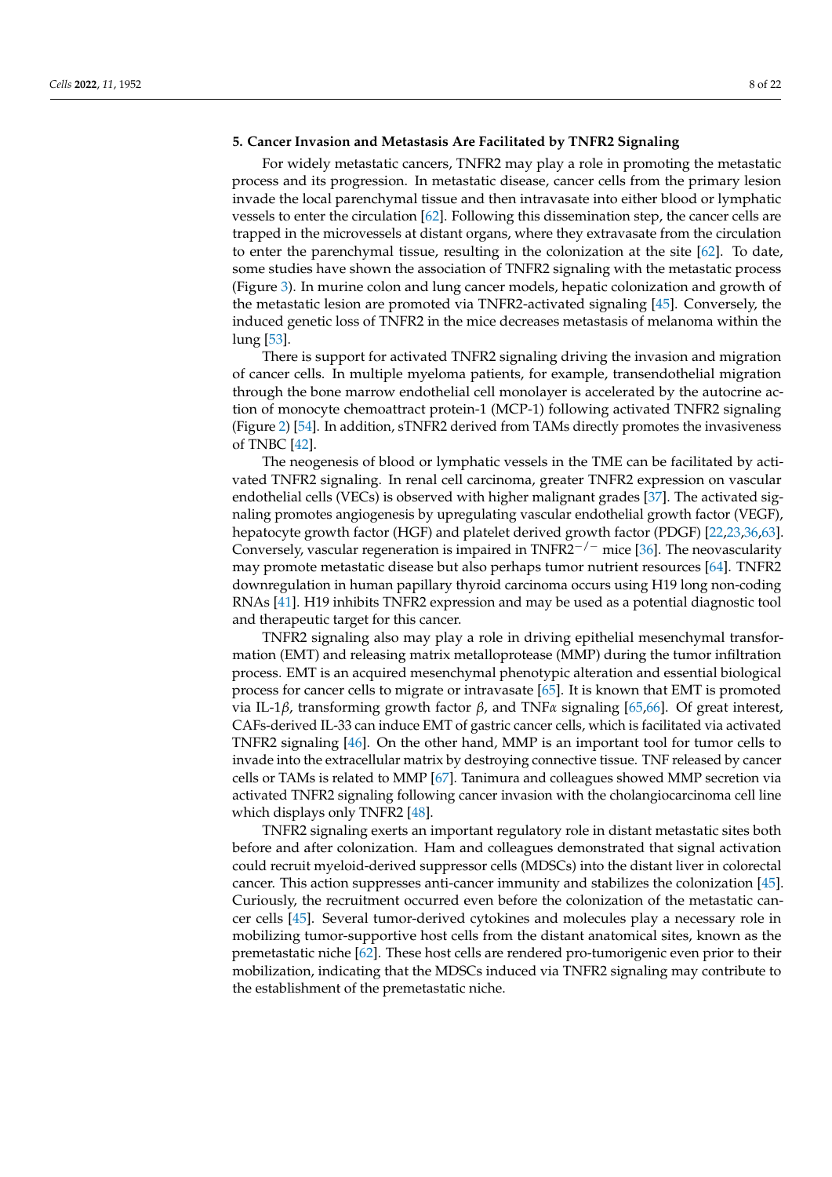## 5. Cancer Invasion and Metastasis Are Facilitated by TNFR2 Signaling

For widely metastatic cancers, TNFR2 may play a role in promoting the metastatic process and its progression. In metastatic disease, cancer cells from the primary lesion invade the local parenchymal tissue and then intravasate into either blood or lymphatic vessels to enter the circulation [62]. Following this dissemination step, the cancer cells are trapped in the microvessels at distant organs, where they extravasate from the circulation to enter the parenchymal tissue, resulting in the colonization at the site [62]. To date, some studies have shown the association of TNFR2 signaling with the metastatic process (Figure 3). In murine colon and lung cancer models, hepatic colonization and growth of the metastatic lesion are promoted via TNFR2-activated signaling [45]. Conversely, the induced genetic loss of TNFR2 in the mice decreases metastasis of melanoma within the lung [53].

There is support for activated TNFR2 signaling driving the invasion and migration of cancer cells. In multiple myeloma patients, for example, transendothelial migration through the bone marrow endothelial cell monolayer is accelerated by the autocrine action of monocyte chemoattract protein-1 (MCP-1) following activated TNFR2 signaling (Figure 2) [54]. In addition, sTNFR2 derived from TAMs directly promotes the invasiveness of TNBC [42].

The neogenesis of blood or lymphatic vessels in the TME can be facilitated by activated TNFR2 signaling. In renal cell carcinoma, greater TNFR2 expression on vascular endothelial cells (VECs) is observed with higher malignant grades [37]. The activated signaling promotes angiogenesis by upregulating vascular endothelial growth factor (VEGF), hepatocyte growth factor (HGF) and platelet derived growth factor (PDGF) [22,23,36,63]. Conversely, vascular regeneration is impaired in TNFR2$^{-/-}$ mice [36]. The neovascularity may promote metastatic disease but also perhaps tumor nutrient resources [64]. TNFR2 downregulation in human papillary thyroid carcinoma occurs using H19 long non-coding RNAs [41]. H19 inhibits TNFR2 expression and may be used as a potential diagnostic tool and therapeutic target for this cancer.

TNFR2 signaling also may play a role in driving epithelial mesenchymal transformation (EMT) and releasing matrix metalloprotease (MMP) during the tumor infiltration process. EMT is an acquired mesenchymal phenotypic alteration and essential biological process for cancer cells to migrate or intravasate [65]. It is known that EMT is promoted via IL-1$\beta$, transforming growth factor $\beta$, and TNF$\alpha$ signaling [65,66]. Of great interest, CAFs-derived IL-33 can induce EMT of gastric cancer cells, which is facilitated via activated TNFR2 signaling [46]. On the other hand, MMP is an important tool for tumor cells to invade into the extracellular matrix by destroying connective tissue. TNF released by cancer cells or TAMs is related to MMP [67]. Tanimura and colleagues showed MMP secretion via activated TNFR2 signaling following cancer invasion with the cholangiocarcinoma cell line which displays only TNFR2 [48].

TNFR2 signaling exerts an important regulatory role in distant metastatic sites both before and after colonization. Ham and colleagues demonstrated that signal activation could recruit myeloid-derived suppressor cells (MDSCs) into the distant liver in colorectal cancer. This action suppresses anti-cancer immunity and stabilizes the colonization [45]. Curiously, the recruitment occurred even before the colonization of the metastatic cancer cells [45]. Several tumor-derived cytokines and molecules play a necessary role in mobilizing tumor-supportive host cells from the distant anatomical sites, known as the premetastatic niche [62]. These host cells are rendered pro-tumorigenic even prior to their mobilization, indicating that the MDSCs induced via TNFR2 signaling may contribute to the establishment of the premetastatic niche.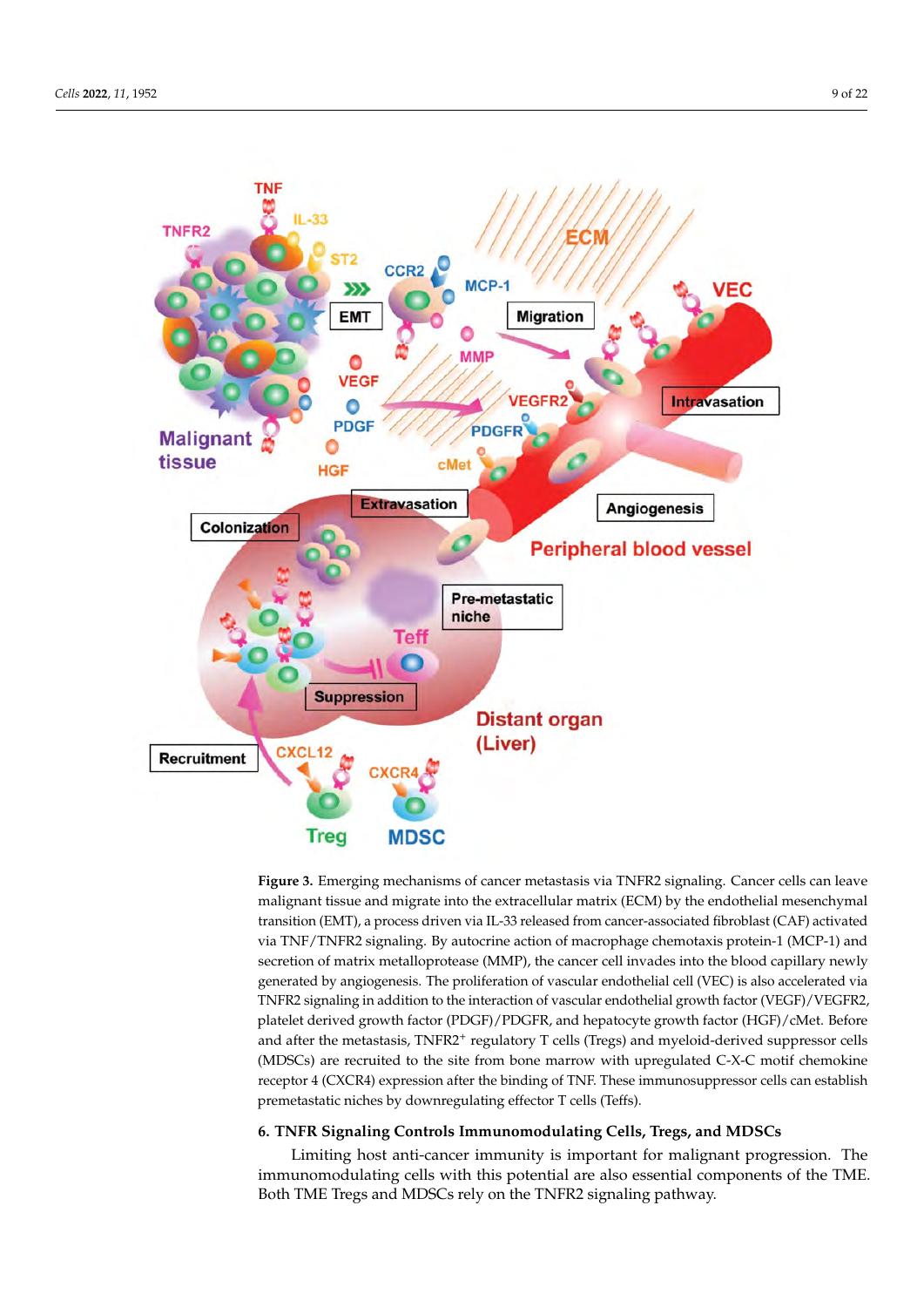**Figure 3.** Emerging mechanisms of cancer metastasis via TNFR2 signaling. Cancer cells can leave malignant tissue and migrate into the extracellular matrix (ECM) by the endothelial mesenchymal transition (EMT), a process driven via IL-33 released from cancer-associated fibroblast (CAF) activated via TNF/TNFR2 signaling. By autocrine action of macrophage chemotaxis protein-1 (MCP-1) and secretion of matrix metalloprotease (MMP), the cancer cell invades into the blood capillary newly generated by angiogenesis. The proliferation of vascular endothelial cell (VEC) is also accelerated via TNFR2 signaling in addition to the interaction of vascular endothelial growth factor (VEGF)/VEGFR2, platelet derived growth factor (PDGF)/PDGFR, and hepatocyte growth factor (HGF)/cMet. Before and after the metastasis, TNFR2$^{+}$ regulatory T cells (Tregs) and myeloid-derived suppressor cells (MDSCs) are recruited to the site from bone marrow with upregulated C-X-C motif chemokine receptor 4 (CXCR4) expression after the binding of TNF. These immunosuppressor cells can establish premetastatic niches by downregulating effector T cells (Teffs).

## 6. TNFR Signaling Controls Immunomodulating Cells, Tregs, and MDSCs

Limiting host anti-cancer immunity is important for malignant progression. The immunomodulating cells with this potential are also essential components of the TME. Both TME Tregs and MDSCs rely on the TNFR2 signaling pathway.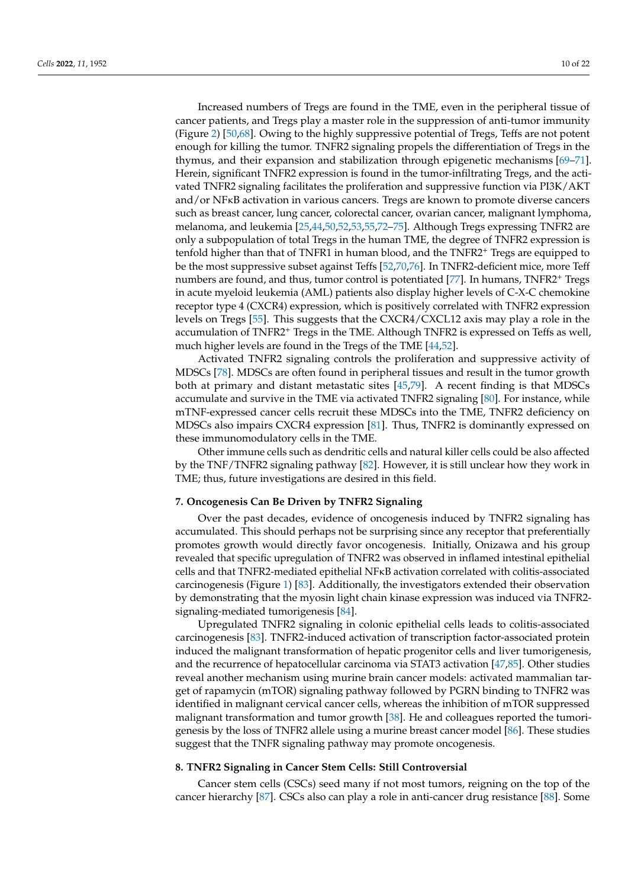Increased numbers of Tregs are found in the TME, even in the peripheral tissue of cancer patients, and Tregs play a master role in the suppression of anti-tumor immunity (Figure 2) [50,68]. Owing to the highly suppressive potential of Tregs, Teffs are not potent enough for killing the tumor. TNFR2 signaling propels the differentiation of Tregs in the thymus, and their expansion and stabilization through epigenetic mechanisms [69–71]. Herein, significant TNFR2 expression is found in the tumor-infiltrating Tregs, and the activated TNFR2 signaling facilitates the proliferation and suppressive function via PI3K/AKT and/or NFκB activation in various cancers. Tregs are known to promote diverse cancers such as breast cancer, lung cancer, colorectal cancer, ovarian cancer, malignant lymphoma, melanoma, and leukemia [25,44,50,52,53,55,72–75]. Although Tregs expressing TNFR2 are only a subpopulation of total Tregs in the human TME, the degree of TNFR2 expression is tenfold higher than that of TNFR1 in human blood, and the TNFR2$^+$ Tregs are equipped to be the most suppressive subset against Teffs [52,70,76]. In TNFR2-deficient mice, more Teff numbers are found, and thus, tumor control is potentiated [77]. In humans, TNFR2$^+$ Tregs in acute myeloid leukemia (AML) patients also display higher levels of C-X-C chemokine receptor type 4 (CXCR4) expression, which is positively correlated with TNFR2 expression levels on Tregs [55]. This suggests that the CXCR4/CXCL12 axis may play a role in the accumulation of TNFR2$^+$ Tregs in the TME. Although TNFR2 is expressed on Teffs as well, much higher levels are found in the Tregs of the TME [44,52].

Activated TNFR2 signaling controls the proliferation and suppressive activity of MDSCs [78]. MDSCs are often found in peripheral tissues and result in the tumor growth both at primary and distant metastatic sites [45,79]. A recent finding is that MDSCs accumulate and survive in the TME via activated TNFR2 signaling [80]. For instance, while mTNF-expressed cancer cells recruit these MDSCs into the TME, TNFR2 deficiency on MDSCs also impairs CXCR4 expression [81]. Thus, TNFR2 is dominantly expressed on these immunomodulatory cells in the TME.

Other immune cells such as dendritic cells and natural killer cells could be also affected by the TNF/TNFR2 signaling pathway [82]. However, it is still unclear how they work in TME; thus, future investigations are desired in this field.

## 7. Oncogenesis Can Be Driven by TNFR2 Signaling

Over the past decades, evidence of oncogenesis induced by TNFR2 signaling has accumulated. This should perhaps not be surprising since any receptor that preferentially promotes growth would directly favor oncogenesis. Initially, Onizawa and his group revealed that specific upregulation of TNFR2 was observed in inflamed intestinal epithelial cells and that TNFR2-mediated epithelial NFκB activation correlated with colitis-associated carcinogenesis (Figure 1) [83]. Additionally, the investigators extended their observation by demonstrating that the myosin light chain kinase expression was induced via TNFR2-signaling-mediated tumorigenesis [84].

Upregulated TNFR2 signaling in colonic epithelial cells leads to colitis-associated carcinogenesis [83]. TNFR2-induced activation of transcription factor-associated protein induced the malignant transformation of hepatic progenitor cells and liver tumorigenesis, and the recurrence of hepatocellular carcinoma via STAT3 activation [47,85]. Other studies reveal another mechanism using murine brain cancer models: activated mammalian target of rapamycin (mTOR) signaling pathway followed by PGRN binding to TNFR2 was identified in malignant cervical cancer cells, whereas the inhibition of mTOR suppressed malignant transformation and tumor growth [38]. He and colleagues reported the tumorigenesis by the loss of TNFR2 allele using a murine breast cancer model [86]. These studies suggest that the TNFR signaling pathway may promote oncogenesis.

## 8. TNFR2 Signaling in Cancer Stem Cells: Still Controversial

Cancer stem cells (CSCs) seed many if not most tumors, reigning on the top of the cancer hierarchy [87]. CSCs also can play a role in anti-cancer drug resistance [88]. Some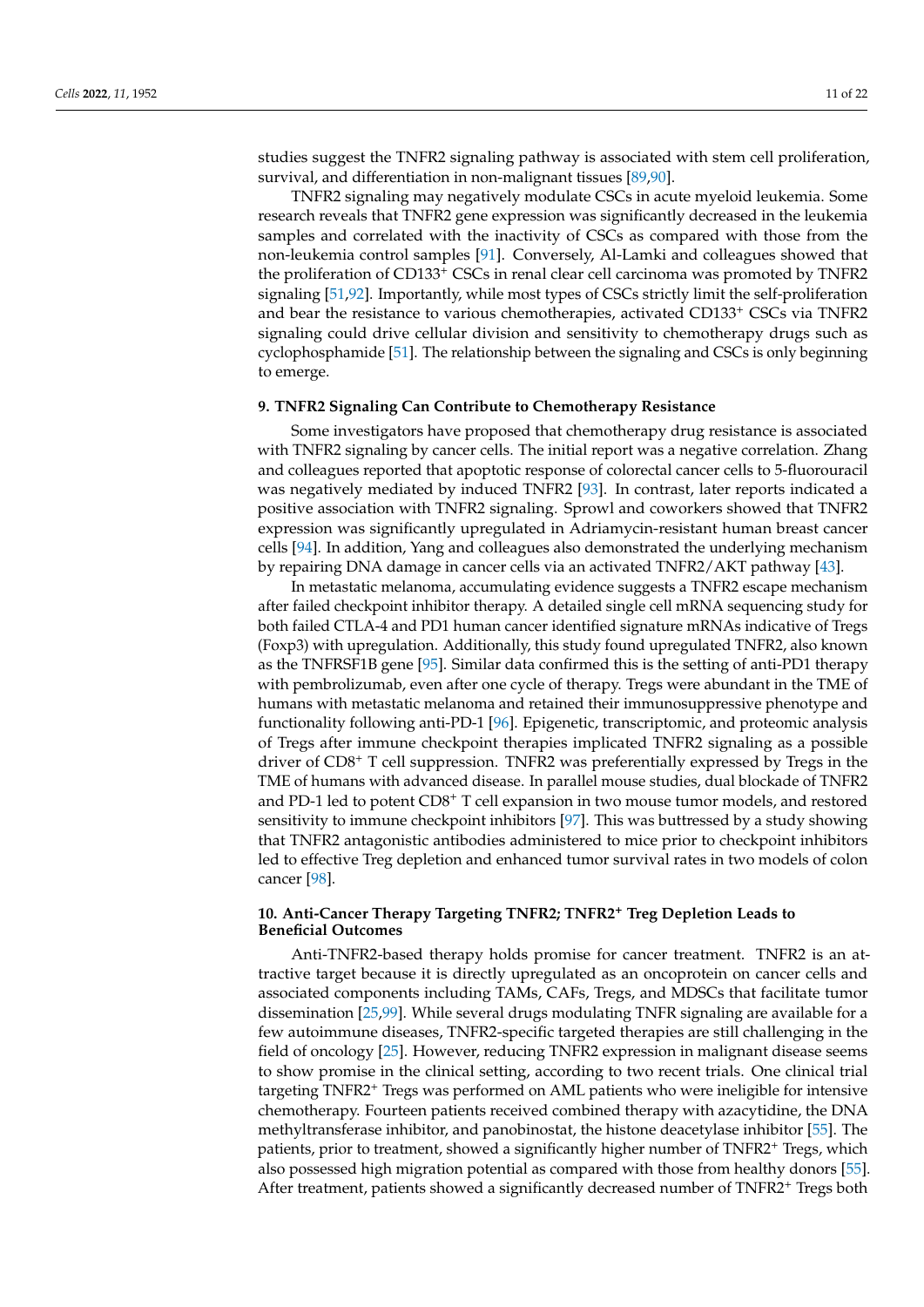studies suggest the TNFR2 signaling pathway is associated with stem cell proliferation, survival, and differentiation in non-malignant tissues [89,90].

TNFR2 signaling may negatively modulate CSCs in acute myeloid leukemia. Some research reveals that TNFR2 gene expression was significantly decreased in the leukemia samples and correlated with the inactivity of CSCs as compared with those from the non-leukemia control samples [91]. Conversely, Al-Lamki and colleagues showed that the proliferation of CD133+ CSCs in renal clear cell carcinoma was promoted by TNFR2 signaling [51,92]. Importantly, while most types of CSCs strictly limit the self-proliferation and bear the resistance to various chemotherapies, activated CD133+ CSCs via TNFR2 signaling could drive cellular division and sensitivity to chemotherapy drugs such as cyclophosphamide [51]. The relationship between the signaling and CSCs is only beginning to emerge.

## 9. TNFR2 Signaling Can Contribute to Chemotherapy Resistance

Some investigators have proposed that chemotherapy drug resistance is associated with TNFR2 signaling by cancer cells. The initial report was a negative correlation. Zhang and colleagues reported that apoptotic response of colorectal cancer cells to 5-fluorouracil was negatively mediated by induced TNFR2 [93]. In contrast, later reports indicated a positive association with TNFR2 signaling. Sprowl and coworkers showed that TNFR2 expression was significantly upregulated in Adriamycin-resistant human breast cancer cells [94]. In addition, Yang and colleagues also demonstrated the underlying mechanism by repairing DNA damage in cancer cells via an activated TNFR2/AKT pathway [43].

In metastatic melanoma, accumulating evidence suggests a TNFR2 escape mechanism after failed checkpoint inhibitor therapy. A detailed single cell mRNA sequencing study for both failed CTLA-4 and PD1 human cancer identified signature mRNAs indicative of Tregs (Foxp3) with upregulation. Additionally, this study found upregulated TNFR2, also known as the TNFRSF1B gene [95]. Similar data confirmed this is the setting of anti-PD1 therapy with pembrolizumab, even after one cycle of therapy. Tregs were abundant in the TME of humans with metastatic melanoma and retained their immunosuppressive phenotype and functionality following anti-PD-1 [96]. Epigenetic, transcriptomic, and proteomic analysis of Tregs after immune checkpoint therapies implicated TNFR2 signaling as a possible driver of CD8+ T cell suppression. TNFR2 was preferentially expressed by Tregs in the TME of humans with advanced disease. In parallel mouse studies, dual blockade of TNFR2 and PD-1 led to potent CD8+ T cell expansion in two mouse tumor models, and restored sensitivity to immune checkpoint inhibitors [97]. This was buttressed by a study showing that TNFR2 antagonistic antibodies administered to mice prior to checkpoint inhibitors led to effective Treg depletion and enhanced tumor survival rates in two models of colon cancer [98].

## 10. Anti-Cancer Therapy Targeting TNFR2; TNFR2+ Treg Depletion Leads to Beneficial Outcomes

Anti-TNFR2-based therapy holds promise for cancer treatment. TNFR2 is an attractive target because it is directly upregulated as an oncoprotein on cancer cells and associated components including TAMs, CAFs, Tregs, and MDSCs that facilitate tumor dissemination [25,99]. While several drugs modulating TNFR signaling are available for a few autoimmune diseases, TNFR2-specific targeted therapies are still challenging in the field of oncology [25]. However, reducing TNFR2 expression in malignant disease seems to show promise in the clinical setting, according to two recent trials. One clinical trial targeting TNFR2+ Tregs was performed on AML patients who were ineligible for intensive chemotherapy. Fourteen patients received combined therapy with azacytidine, the DNA methyltransferase inhibitor, and panobinostat, the histone deacetylase inhibitor [55]. The patients, prior to treatment, showed a significantly higher number of TNFR2+ Tregs, which also possessed high migration potential as compared with those from healthy donors [55]. After treatment, patients showed a significantly decreased number of TNFR2+ Tregs both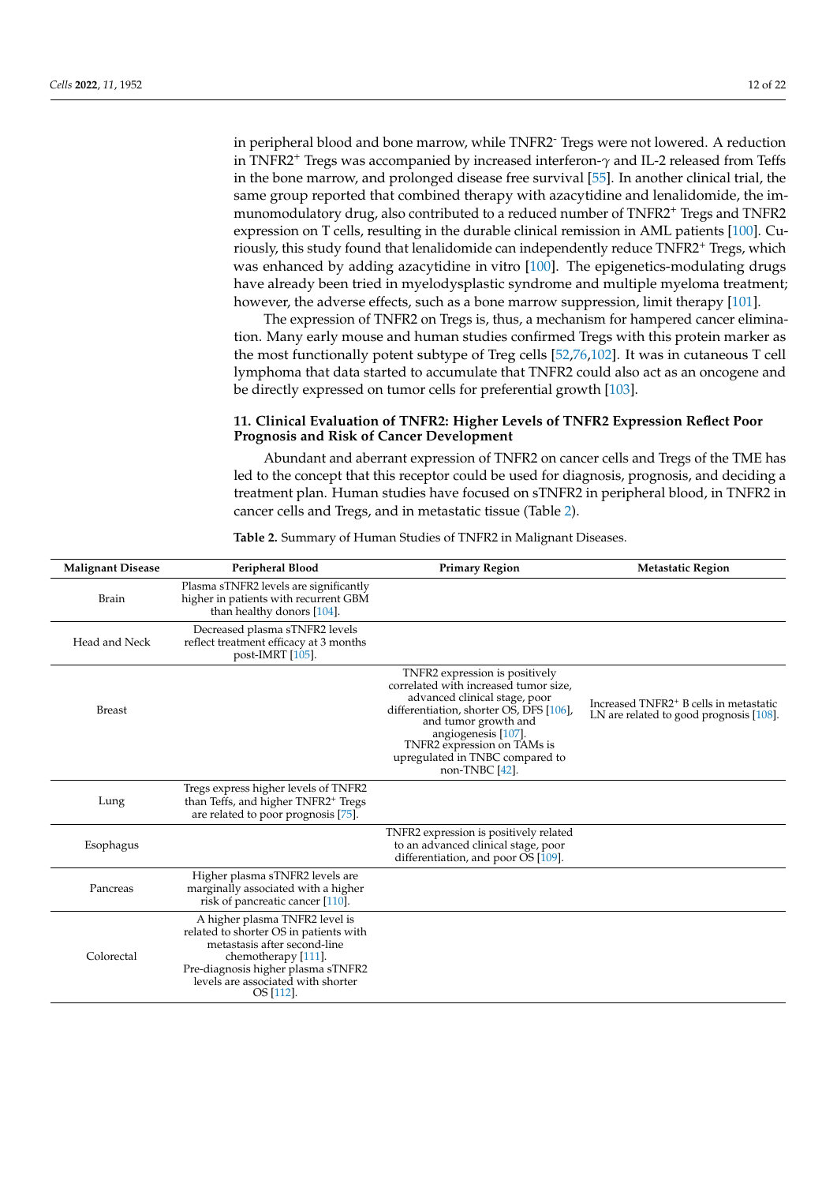in peripheral blood and bone marrow, while TNFR2⁻ Tregs were not lowered. A reduction in TNFR2⁺ Tregs was accompanied by increased interferon-γ and IL-2 released from Teffs in the bone marrow, and prolonged disease free survival [55]. In another clinical trial, the same group reported that combined therapy with azacytidine and lenalidomide, the immunomodulatory drug, also contributed to a reduced number of TNFR2⁺ Tregs and TNFR2 expression on T cells, resulting in the durable clinical remission in AML patients [100]. Curiously, this study found that lenalidomide can independently reduce TNFR2⁺ Tregs, which was enhanced by adding azacytidine in vitro [100]. The epigenetics-modulating drugs have already been tried in myelodysplastic syndrome and multiple myeloma treatment; however, the adverse effects, such as a bone marrow suppression, limit therapy [101].

The expression of TNFR2 on Tregs is, thus, a mechanism for hampered cancer elimination. Many early mouse and human studies confirmed Tregs with this protein marker as the most functionally potent subtype of Treg cells [52,76,102]. It was in cutaneous T cell lymphoma that data started to accumulate that TNFR2 could also act as an oncogene and be directly expressed on tumor cells for preferential growth [103].

## 11. Clinical Evaluation of TNFR2: Higher Levels of TNFR2 Expression Reflect Poor Prognosis and Risk of Cancer Development

Abundant and aberrant expression of TNFR2 on cancer cells and Tregs of the TME has led to the concept that this receptor could be used for diagnosis, prognosis, and deciding a treatment plan. Human studies have focused on sTNFR2 in peripheral blood, in TNFR2 in cancer cells and Tregs, and in metastatic tissue (Table 2).

**Table 2.** Summary of Human Studies of TNFR2 in Malignant Diseases.

| Malignant Disease | Peripheral Blood | Primary Region | Metastatic Region |
|---|---|---|---|
| Brain | Plasma sTNFR2 levels are significantly higher in patients with recurrent GBM than healthy donors [104]. | | |
| Head and Neck | Decreased plasma sTNFR2 levels reflect treatment efficacy at 3 months post-IMRT [105]. | | |
| Breast | | TNFR2 expression is positively correlated with increased tumor size, advanced clinical stage, poor differentiation, shorter OS, DFS [106], and tumor growth and angiogenesis [107]. TNFR2 expression on TAMs is upregulated in TNBC compared to non-TNBC [42]. | Increased TNFR2⁺ B cells in metastatic LN are related to good prognosis [108]. |
| Lung | Tregs express higher levels of TNFR2 than Teffs, and higher TNFR2⁺ Tregs are related to poor prognosis [75]. | | |
| Esophagus | | TNFR2 expression is positively related to an advanced clinical stage, poor differentiation, and poor OS [109]. | |
| Pancreas | Higher plasma sTNFR2 levels are marginally associated with a higher risk of pancreatic cancer [110]. | | |
| Colorectal | A higher plasma TNFR2 level is related to shorter OS in patients with metastasis after second-line chemotherapy [111]. Pre-diagnosis higher plasma sTNFR2 levels are associated with shorter OS [112]. | | |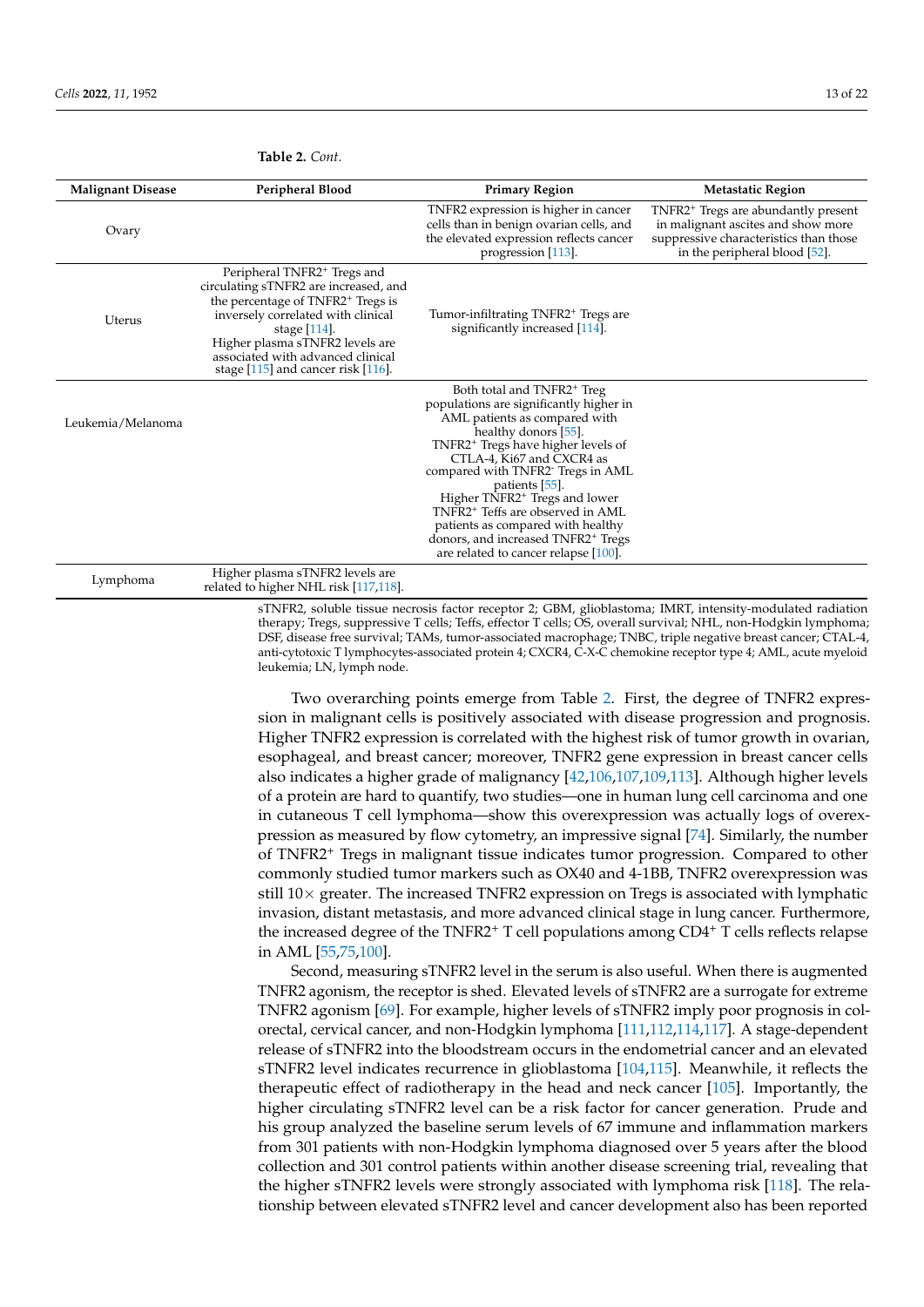**Table 2.** *Cont.*

| Malignant Disease | Peripheral Blood | Primary Region | Metastatic Region |
| --- | --- | --- | --- |
| Ovary | | TNFR2 expression is higher in cancer cells than in benign ovarian cells, and the elevated expression reflects cancer progression [113]. | TNFR2+ Tregs are abundantly present in malignant ascites and show more suppressive characteristics than those in the peripheral blood [52]. |
| Uterus | Peripheral TNFR2+ Tregs and circulating sTNFR2 are increased, and the percentage of TNFR2+ Tregs is inversely correlated with clinical stage [114]. Higher plasma sTNFR2 levels are associated with advanced clinical stage [115] and cancer risk [116]. | Tumor-infiltrating TNFR2+ Tregs are significantly increased [114]. | |
| Leukemia/Melanoma | | Both total and TNFR2+ Treg populations are significantly higher in AML patients as compared with healthy donors [55]. TNFR2+ Tregs have higher levels of CTLA-4, Ki67 and CXCR4 as compared with TNFR2- Tregs in AML patients [55]. Higher TNFR2+ Tregs and lower TNFR2+ Teffs are observed in AML patients as compared with healthy donors, and increased TNFR2+ Tregs are related to cancer relapse [100]. | |
| Lymphoma | Higher plasma sTNFR2 levels are related to higher NHL risk [117,118]. | | |

sTNFR2, soluble tissue necrosis factor receptor 2; GBM, glioblastoma; IMRT, intensity-modulated radiation therapy; Tregs, suppressive T cells; Teffs, effector T cells; OS, overall survival; NHL, non-Hodgkin lymphoma; DSF, disease free survival; TAMs, tumor-associated macrophage; TNBC, triple negative breast cancer; CTAL-4, anti-cytotoxic T lymphocytes-associated protein 4; CXCR4, C-X-C chemokine receptor type 4; AML, acute myeloid leukemia; LN, lymph node.

Two overarching points emerge from Table 2. First, the degree of TNFR2 expression in malignant cells is positively associated with disease progression and prognosis. Higher TNFR2 expression is correlated with the highest risk of tumor growth in ovarian, esophageal, and breast cancer; moreover, TNFR2 gene expression in breast cancer cells also indicates a higher grade of malignancy [42,106,107,109,113]. Although higher levels of a protein are hard to quantify, two studies—one in human lung cell carcinoma and one in cutaneous T cell lymphoma—show this overexpression was actually logs of overexpression as measured by flow cytometry, an impressive signal [74]. Similarly, the number of TNFR2+ Tregs in malignant tissue indicates tumor progression. Compared to other commonly studied tumor markers such as OX40 and 4-1BB, TNFR2 overexpression was still 10× greater. The increased TNFR2 expression on Tregs is associated with lymphatic invasion, distant metastasis, and more advanced clinical stage in lung cancer. Furthermore, the increased degree of the TNFR2+ T cell populations among CD4+ T cells reflects relapse in AML [55,75,100].

Second, measuring sTNFR2 level in the serum is also useful. When there is augmented TNFR2 agonism, the receptor is shed. Elevated levels of sTNFR2 are a surrogate for extreme TNFR2 agonism [69]. For example, higher levels of sTNFR2 imply poor prognosis in colorectal, cervical cancer, and non-Hodgkin lymphoma [111,112,114,117]. A stage-dependent release of sTNFR2 into the bloodstream occurs in the endometrial cancer and an elevated sTNFR2 level indicates recurrence in glioblastoma [104,115]. Meanwhile, it reflects the therapeutic effect of radiotherapy in the head and neck cancer [105]. Importantly, the higher circulating sTNFR2 level can be a risk factor for cancer generation. Prude and his group analyzed the baseline serum levels of 67 immune and inflammation markers from 301 patients with non-Hodgkin lymphoma diagnosed over 5 years after the blood collection and 301 control patients within another disease screening trial, revealing that the higher sTNFR2 levels were strongly associated with lymphoma risk [118]. The relationship between elevated sTNFR2 level and cancer development also has been reported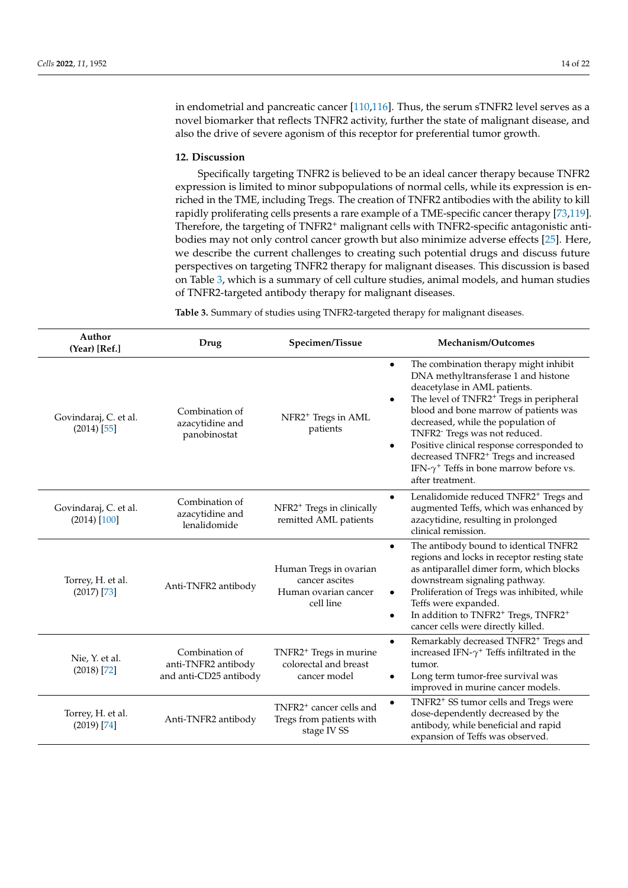in endometrial and pancreatic cancer [110,116]. Thus, the serum sTNFR2 level serves as a novel biomarker that reflects TNFR2 activity, further the state of malignant disease, and also the drive of severe agonism of this receptor for preferential tumor growth.

## 12. Discussion

Specifically targeting TNFR2 is believed to be an ideal cancer therapy because TNFR2 expression is limited to minor subpopulations of normal cells, while its expression is enriched in the TME, including Tregs. The creation of TNFR2 antibodies with the ability to kill rapidly proliferating cells presents a rare example of a TME-specific cancer therapy [73,119]. Therefore, the targeting of TNFR2[+] malignant cells with TNFR2-specific antagonistic antibodies may not only control cancer growth but also minimize adverse effects [25]. Here, we describe the current challenges to creating such potential drugs and discuss future perspectives on targeting TNFR2 therapy for malignant diseases. This discussion is based on Table 3, which is a summary of cell culture studies, animal models, and human studies of TNFR2-targeted antibody therapy for malignant diseases.

**Table 3.** Summary of studies using TNFR2-targeted therapy for malignant diseases.

| Author (Year) [Ref.] | Drug | Specimen/Tissue | Mechanism/Outcomes |
|---|---|---|---|
| Govindaraj, C. et al. (2014) [55] | Combination of azacytidine and panobinostat | NFR2[+] Tregs in AML patients | • The combination therapy might inhibit DNA methyltransferase 1 and histone deacetylase in AML patients.<br>• The level of TNFR2[+] Tregs in peripheral blood and bone marrow of patients was decreased, while the population of TNFR2[-] Tregs was not reduced.<br>• Positive clinical response corresponded to decreased TNFR2[+] Tregs and increased IFN-$\gamma^+$ Teffs in bone marrow before vs. after treatment. |
| Govindaraj, C. et al. (2014) [100] | Combination of azacytidine and lenalidomide | NFR2[+] Tregs in clinically remitted AML patients | • Lenalidomide reduced TNFR2[+] Tregs and augmented Teffs, which was enhanced by azacytidine, resulting in prolonged clinical remission. |
| Torrey, H. et al. (2017) [73] | Anti-TNFR2 antibody | Human Tregs in ovarian cancer ascites<br>Human ovarian cancer cell line | • The antibody bound to identical TNFR2 regions and locks in receptor resting state as antiparallel dimer form, which blocks downstream signaling pathway.<br>• Proliferation of Tregs was inhibited, while Teffs were expanded.<br>• In addition to TNFR2[+] Tregs, TNFR2[+] cancer cells were directly killed. |
| Nie, Y. et al. (2018) [72] | Combination of anti-TNFR2 antibody and anti-CD25 antibody | TNFR2[+] Tregs in murine colorectal and breast cancer model | • Remarkably decreased TNFR2[+] Tregs and increased IFN-$\gamma^+$ Teffs infiltrated in the tumor.<br>• Long term tumor-free survival was improved in murine cancer models. |
| Torrey, H. et al. (2019) [74] | Anti-TNFR2 antibody | TNFR2[+] cancer cells and Tregs from patients with stage IV SS | • TNFR2[+] SS tumor cells and Tregs were dose-dependently decreased by the antibody, while beneficial and rapid expansion of Teffs was observed. |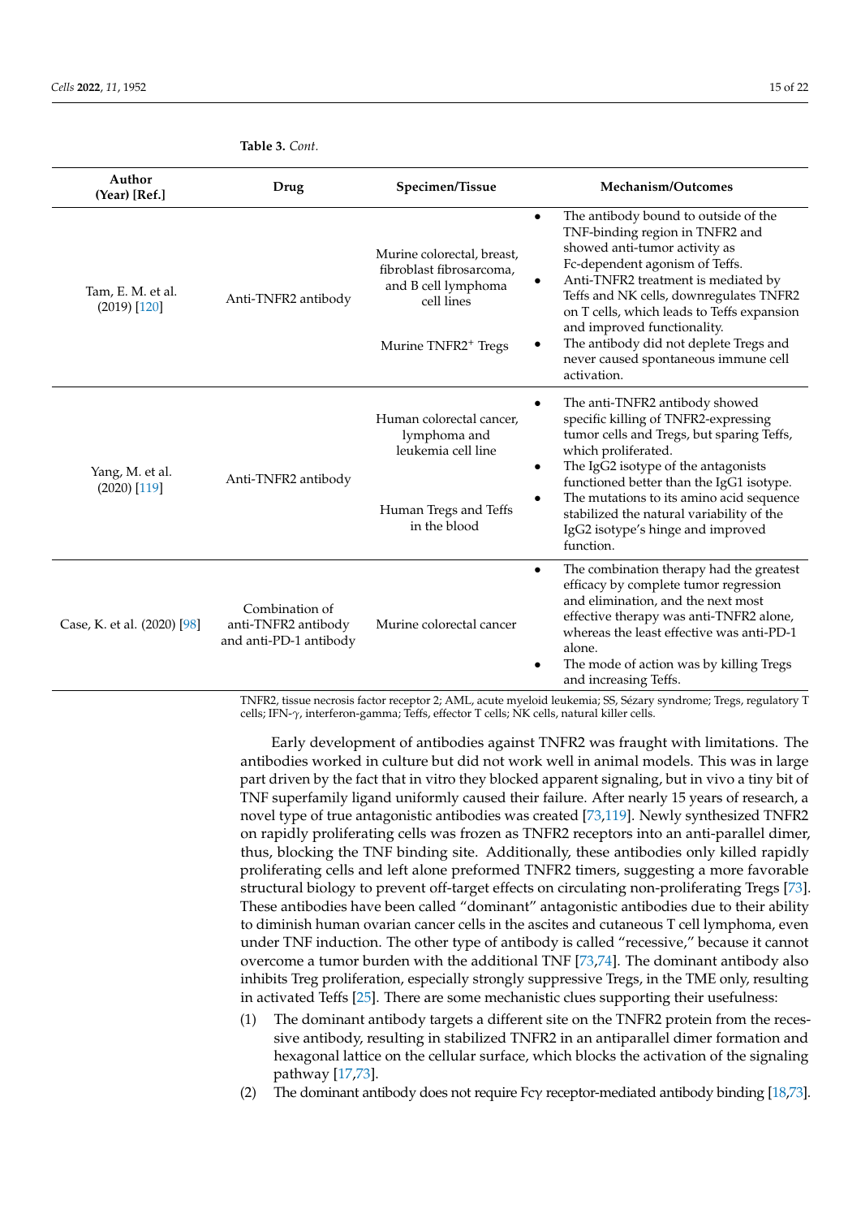**Table 3.** *Cont.*

| Author (Year) [Ref.] | Drug | Specimen/Tissue | Mechanism/Outcomes |
|---|---|---|---|
| Tam, E. M. et al. (2019) [120] | Anti-TNFR2 antibody | Murine colorectal, breast, fibroblast fibrosarcoma, and B cell lymphoma cell lines<br><br>Murine TNFR2$^{+}$ Tregs | • The antibody bound to outside of the TNF-binding region in TNFR2 and showed anti-tumor activity as Fc-dependent agonism of Teffs.<br>• Anti-TNFR2 treatment is mediated by Teffs and NK cells, downregulates TNFR2 on T cells, which leads to Teffs expansion and improved functionality.<br>• The antibody did not deplete Tregs and never caused spontaneous immune cell activation. |
| Yang, M. et al. (2020) [119] | Anti-TNFR2 antibody | Human colorectal cancer, lymphoma and leukemia cell line<br><br>Human Tregs and Teffs in the blood | • The anti-TNFR2 antibody showed specific killing of TNFR2-expressing tumor cells and Tregs, but sparing Teffs, which proliferated.<br>• The IgG2 isotype of the antagonists functioned better than the IgG1 isotype.<br>• The mutations to its amino acid sequence stabilized the natural variability of the IgG2 isotype's hinge and improved function. |
| Case, K. et al. (2020) [98] | Combination of anti-TNFR2 antibody and anti-PD-1 antibody | Murine colorectal cancer | • The combination therapy had the greatest efficacy by complete tumor regression and elimination, and the next most effective therapy was anti-TNFR2 alone, whereas the least effective was anti-PD-1 alone.<br>• The mode of action was by killing Tregs and increasing Teffs. |

TNFR2, tissue necrosis factor receptor 2; AML, acute myeloid leukemia; SS, Sézary syndrome; Tregs, regulatory T cells; IFN-γ, interferon-gamma; Teffs, effector T cells; NK cells, natural killer cells.

Early development of antibodies against TNFR2 was fraught with limitations. The antibodies worked in culture but did not work well in animal models. This was in large part driven by the fact that in vitro they blocked apparent signaling, but in vivo a tiny bit of TNF superfamily ligand uniformly caused their failure. After nearly 15 years of research, a novel type of true antagonistic antibodies was created [73,119]. Newly synthesized TNFR2 on rapidly proliferating cells was frozen as TNFR2 receptors into an anti-parallel dimer, thus, blocking the TNF binding site. Additionally, these antibodies only killed rapidly proliferating cells and left alone preformed TNFR2 timers, suggesting a more favorable structural biology to prevent off-target effects on circulating non-proliferating Tregs [73]. These antibodies have been called "dominant" antagonistic antibodies due to their ability to diminish human ovarian cancer cells in the ascites and cutaneous T cell lymphoma, even under TNF induction. The other type of antibody is called "recessive," because it cannot overcome a tumor burden with the additional TNF [73,74]. The dominant antibody also inhibits Treg proliferation, especially strongly suppressive Tregs, in the TME only, resulting in activated Teffs [25]. There are some mechanistic clues supporting their usefulness:

(1) The dominant antibody targets a different site on the TNFR2 protein from the recessive antibody, resulting in stabilized TNFR2 in an antiparallel dimer formation and hexagonal lattice on the cellular surface, which blocks the activation of the signaling pathway [17,73].
(2) The dominant antibody does not require Fcγ receptor-mediated antibody binding [18,73].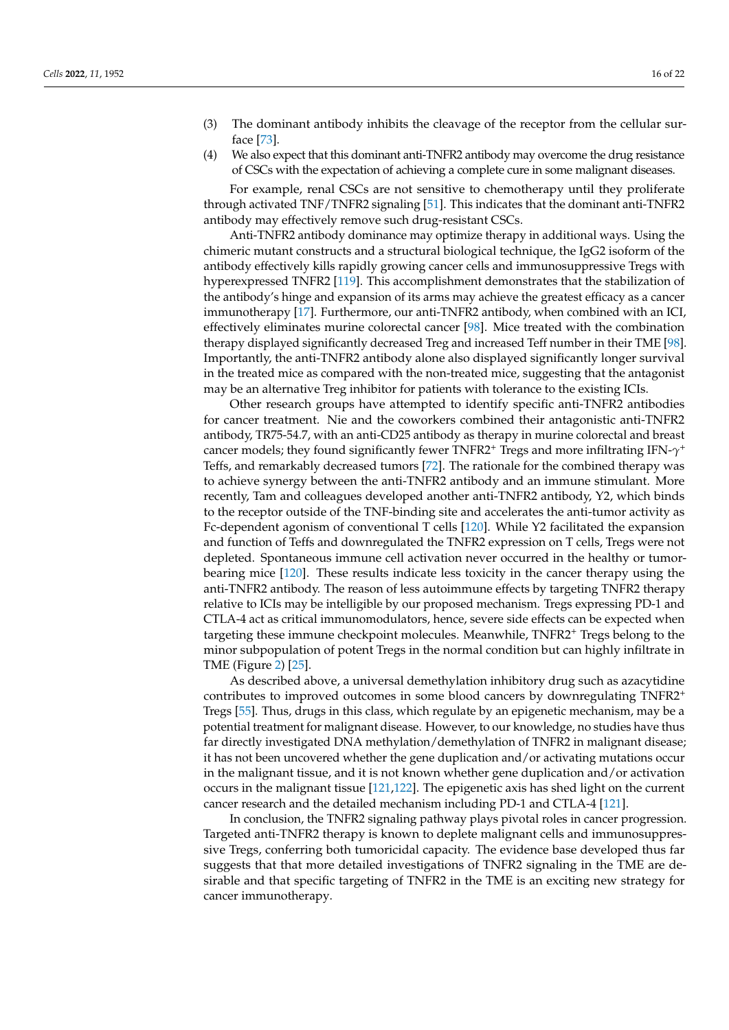(3) The dominant antibody inhibits the cleavage of the receptor from the cellular surface [73].
(4) We also expect that this dominant anti-TNFR2 antibody may overcome the drug resistance of CSCs with the expectation of achieving a complete cure in some malignant diseases.

For example, renal CSCs are not sensitive to chemotherapy until they proliferate through activated TNF/TNFR2 signaling [51]. This indicates that the dominant anti-TNFR2 antibody may effectively remove such drug-resistant CSCs.

Anti-TNFR2 antibody dominance may optimize therapy in additional ways. Using the chimeric mutant constructs and a structural biological technique, the IgG2 isoform of the antibody effectively kills rapidly growing cancer cells and immunosuppressive Tregs with hyperexpressed TNFR2 [119]. This accomplishment demonstrates that the stabilization of the antibody's hinge and expansion of its arms may achieve the greatest efficacy as a cancer immunotherapy [17]. Furthermore, our anti-TNFR2 antibody, when combined with an ICI, effectively eliminates murine colorectal cancer [98]. Mice treated with the combination therapy displayed significantly decreased Treg and increased Teff number in their TME [98]. Importantly, the anti-TNFR2 antibody alone also displayed significantly longer survival in the treated mice as compared with the non-treated mice, suggesting that the antagonist may be an alternative Treg inhibitor for patients with tolerance to the existing ICIs.

Other research groups have attempted to identify specific anti-TNFR2 antibodies for cancer treatment. Nie and the coworkers combined their antagonistic anti-TNFR2 antibody, TR75-54.7, with an anti-CD25 antibody as therapy in murine colorectal and breast cancer models; they found significantly fewer TNFR2$^+$ Tregs and more infiltrating IFN-$\gamma^+$ Teffs, and remarkably decreased tumors [72]. The rationale for the combined therapy was to achieve synergy between the anti-TNFR2 antibody and an immune stimulant. More recently, Tam and colleagues developed another anti-TNFR2 antibody, Y2, which binds to the receptor outside of the TNF-binding site and accelerates the anti-tumor activity as Fc-dependent agonism of conventional T cells [120]. While Y2 facilitated the expansion and function of Teffs and downregulated the TNFR2 expression on T cells, Tregs were not depleted. Spontaneous immune cell activation never occurred in the healthy or tumor-bearing mice [120]. These results indicate less toxicity in the cancer therapy using the anti-TNFR2 antibody. The reason of less autoimmune effects by targeting TNFR2 therapy relative to ICIs may be intelligible by our proposed mechanism. Tregs expressing PD-1 and CTLA-4 act as critical immunomodulators, hence, severe side effects can be expected when targeting these immune checkpoint molecules. Meanwhile, TNFR2$^+$ Tregs belong to the minor subpopulation of potent Tregs in the normal condition but can highly infiltrate in TME (Figure 2) [25].

As described above, a universal demethylation inhibitory drug such as azacytidine contributes to improved outcomes in some blood cancers by downregulating TNFR2$^+$ Tregs [55]. Thus, drugs in this class, which regulate by an epigenetic mechanism, may be a potential treatment for malignant disease. However, to our knowledge, no studies have thus far directly investigated DNA methylation/demethylation of TNFR2 in malignant disease; it has not been uncovered whether the gene duplication and/or activating mutations occur in the malignant tissue, and it is not known whether gene duplication and/or activation occurs in the malignant tissue [121,122]. The epigenetic axis has shed light on the current cancer research and the detailed mechanism including PD-1 and CTLA-4 [121].

In conclusion, the TNFR2 signaling pathway plays pivotal roles in cancer progression. Targeted anti-TNFR2 therapy is known to deplete malignant cells and immunosuppressive Tregs, conferring both tumoricidal capacity. The evidence base developed thus far suggests that that more detailed investigations of TNFR2 signaling in the TME are desirable and that specific targeting of TNFR2 in the TME is an exciting new strategy for cancer immunotherapy.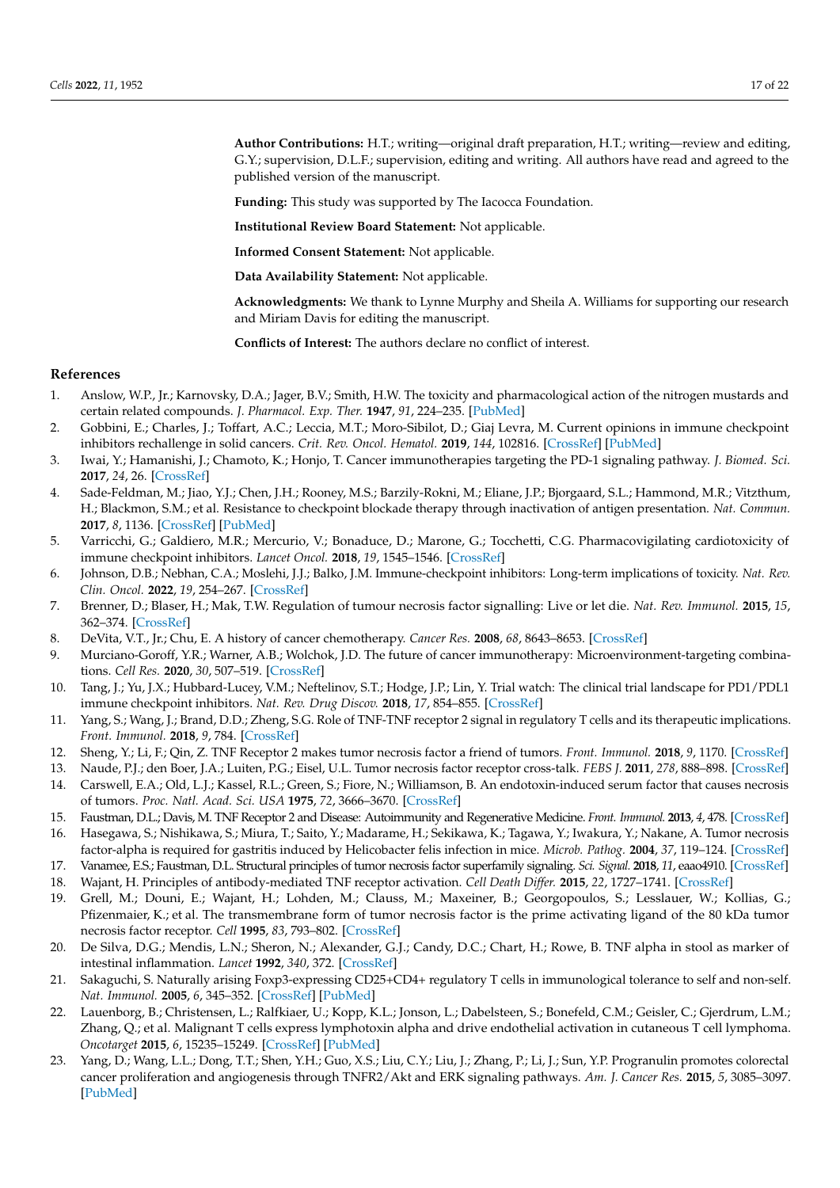**Author Contributions:** H.T.; writing—original draft preparation, H.T.; writing—review and editing, G.Y.; supervision, D.L.F.; supervision, editing and writing. All authors have read and agreed to the published version of the manuscript.

**Funding:** This study was supported by The Iacocca Foundation.

**Institutional Review Board Statement:** Not applicable.

**Informed Consent Statement:** Not applicable.

**Data Availability Statement:** Not applicable.

**Acknowledgments:** We thank to Lynne Murphy and Sheila A. Williams for supporting our research and Miriam Davis for editing the manuscript.

**Conflicts of Interest:** The authors declare no conflict of interest.

## References

1. Anslow, W.P., Jr.; Karnovsky, D.A.; Jager, B.V.; Smith, H.W. The toxicity and pharmacological action of the nitrogen mustards and certain related compounds. *J. Pharmacol. Exp. Ther.* **1947**, *91*, 224–235. [PubMed]
2. Gobbini, E.; Charles, J.; Toffart, A.C.; Leccia, M.T.; Moro-Sibilot, D.; Giaj Levra, M. Current opinions in immune checkpoint inhibitors rechallenge in solid cancers. *Crit. Rev. Oncol. Hematol.* **2019**, *144*, 102816. [CrossRef] [PubMed]
3. Iwai, Y.; Hamanishi, J.; Chamoto, K.; Honjo, T. Cancer immunotherapies targeting the PD-1 signaling pathway. *J. Biomed. Sci.* **2017**, *24*, 26. [CrossRef]
4. Sade-Feldman, M.; Jiao, Y.J.; Chen, J.H.; Rooney, M.S.; Barzily-Rokni, M.; Eliane, J.P.; Bjorgaard, S.L.; Hammond, M.R.; Vitzthum, H.; Blackmon, S.M.; et al. Resistance to checkpoint blockade therapy through inactivation of antigen presentation. *Nat. Commun.* **2017**, *8*, 1136. [CrossRef] [PubMed]
5. Varricchi, G.; Galdiero, M.R.; Mercurio, V.; Bonaduce, D.; Marone, G.; Tocchetti, C.G. Pharmacovigilating cardiotoxicity of immune checkpoint inhibitors. *Lancet Oncol.* **2018**, *19*, 1545–1546. [CrossRef]
6. Johnson, D.B.; Nebhan, C.A.; Moslehi, J.J.; Balko, J.M. Immune-checkpoint inhibitors: Long-term implications of toxicity. *Nat. Rev. Clin. Oncol.* **2022**, *19*, 254–267. [CrossRef]
7. Brenner, D.; Blaser, H.; Mak, T.W. Regulation of tumour necrosis factor signalling: Live or let die. *Nat. Rev. Immunol.* **2015**, *15*, 362–374. [CrossRef]
8. DeVita, V.T., Jr.; Chu, E. A history of cancer chemotherapy. *Cancer Res.* **2008**, *68*, 8643–8653. [CrossRef]
9. Murciano-Goroff, Y.R.; Warner, A.B.; Wolchok, J.D. The future of cancer immunotherapy: Microenvironment-targeting combinations. *Cell Res.* **2020**, *30*, 507–519. [CrossRef]
10. Tang, J.; Yu, J.X.; Hubbard-Lucey, V.M.; Neftelinov, S.T.; Hodge, J.P.; Lin, Y. Trial watch: The clinical trial landscape for PD1/PDL1 immune checkpoint inhibitors. *Nat. Rev. Drug Discov.* **2018**, *17*, 854–855. [CrossRef]
11. Yang, S.; Wang, J.; Brand, D.D.; Zheng, S.G. Role of TNF-TNF receptor 2 signal in regulatory T cells and its therapeutic implications. *Front. Immunol.* **2018**, *9*, 784. [CrossRef]
12. Sheng, Y.; Li, F.; Qin, Z. TNF Receptor 2 makes tumor necrosis factor a friend of tumors. *Front. Immunol.* **2018**, *9*, 1170. [CrossRef]
13. Naude, P.J.; den Boer, J.A.; Luiten, P.G.; Eisel, U.L. Tumor necrosis factor receptor cross-talk. *FEBS J.* **2011**, *278*, 888–898. [CrossRef]
14. Carswell, E.A.; Old, L.J.; Kassel, R.L.; Green, S.; Fiore, N.; Williamson, B. An endotoxin-induced serum factor that causes necrosis of tumors. *Proc. Natl. Acad. Sci. USA* **1975**, *72*, 3666–3670. [CrossRef]
15. Faustman, D.L.; Davis, M. TNF Receptor 2 and Disease: Autoimmunity and Regenerative Medicine. *Front. Immunol.* **2013**, *4*, 478. [CrossRef]
16. Hasegawa, S.; Nishikawa, S.; Miura, T.; Saito, Y.; Madarame, H.; Sekikawa, K.; Tagawa, Y.; Iwakura, Y.; Nakane, A. Tumor necrosis factor-alpha is required for gastritis induced by Helicobacter felis infection in mice. *Microb. Pathog.* **2004**, *37*, 119–124. [CrossRef]
17. Vanamee, E.S.; Faustman, D.L. Structural principles of tumor necrosis factor superfamily signaling. *Sci. Signal.* **2018**, *11*, eaao4910. [CrossRef]
18. Wajant, H. Principles of antibody-mediated TNF receptor activation. *Cell Death Differ.* **2015**, *22*, 1727–1741. [CrossRef]
19. Grell, M.; Douni, E.; Wajant, H.; Lohden, M.; Clauss, M.; Maxeiner, B.; Georgopoulos, S.; Lesslauer, W.; Kollias, G.; Pfizenmaier, K.; et al. The transmembrane form of tumor necrosis factor is the prime activating ligand of the 80 kDa tumor necrosis factor receptor. *Cell* **1995**, *83*, 793–802. [CrossRef]
20. De Silva, D.G.; Mendis, L.N.; Sheron, N.; Alexander, G.J.; Candy, D.C.; Chart, H.; Rowe, B. TNF alpha in stool as marker of intestinal inflammation. *Lancet* **1992**, *340*, 372. [CrossRef]
21. Sakaguchi, S. Naturally arising Foxp3-expressing CD25+CD4+ regulatory T cells in immunological tolerance to self and non-self. *Nat. Immunol.* **2005**, *6*, 345–352. [CrossRef] [PubMed]
22. Lauenborg, B.; Christensen, L.; Ralfkiaer, U.; Kopp, K.L.; Jonson, L.; Dabelsteen, S.; Bonefeld, C.M.; Geisler, C.; Gjerdrum, L.M.; Zhang, Q.; et al. Malignant T cells express lymphotoxin alpha and drive endothelial activation in cutaneous T cell lymphoma. *Oncotarget* **2015**, *6*, 15235–15249. [CrossRef] [PubMed]
23. Yang, D.; Wang, L.L.; Dong, T.T.; Shen, Y.H.; Guo, X.S.; Liu, C.Y.; Liu, J.; Zhang, P.; Li, J.; Sun, Y.P. Progranulin promotes colorectal cancer proliferation and angiogenesis through TNFR2/Akt and ERK signaling pathways. *Am. J. Cancer Res.* **2015**, *5*, 3085–3097. [PubMed]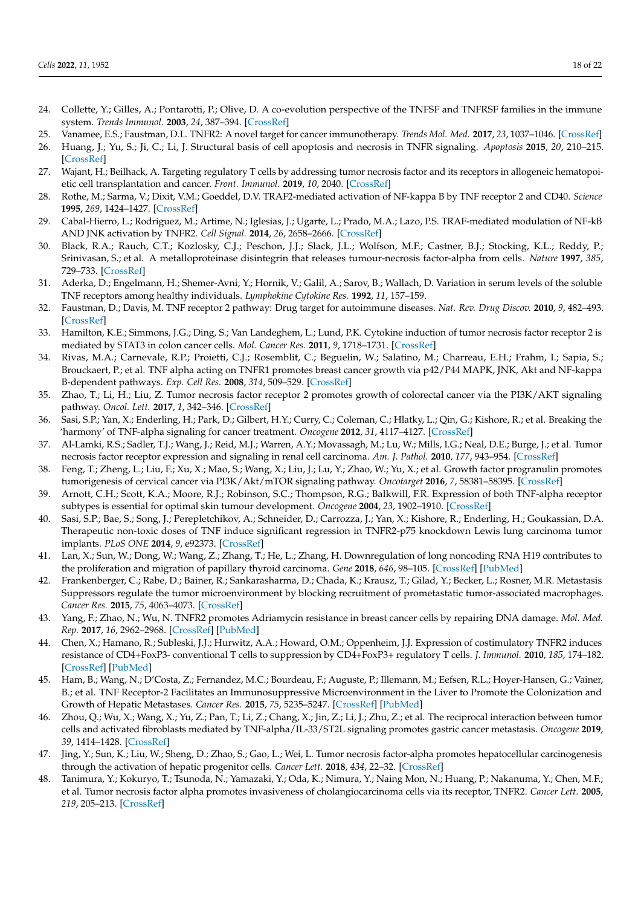24. Collette, Y.; Gilles, A.; Pontarotti, P.; Olive, D. A co-evolution perspective of the TNFSF and TNFRSF families in the immune system. *Trends Immunol.* **2003**, *24*, 387–394. [CrossRef]
25. Vanamee, E.S.; Faustman, D.L. TNFR2: A novel target for cancer immunotherapy. *Trends Mol. Med.* **2017**, *23*, 1037–1046. [CrossRef]
26. Huang, J.; Yu, S.; Ji, C.; Li, J. Structural basis of cell apoptosis and necrosis in TNFR signaling. *Apoptosis* **2015**, *20*, 210–215. [CrossRef]
27. Wajant, H.; Beilhack, A. Targeting regulatory T cells by addressing tumor necrosis factor and its receptors in allogeneic hematopoietic cell transplantation and cancer. *Front. Immunol.* **2019**, *10*, 2040. [CrossRef]
28. Rothe, M.; Sarma, V.; Dixit, V.M.; Goeddel, D.V. TRAF2-mediated activation of NF-kappa B by TNF receptor 2 and CD40. *Science* **1995**, *269*, 1424–1427. [CrossRef]
29. Cabal-Hierro, L.; Rodriguez, M.; Artime, N.; Iglesias, J.; Ugarte, L.; Prado, M.A.; Lazo, P.S. TRAF-mediated modulation of NF-kB AND JNK activation by TNFR2. *Cell Signal.* **2014**, *26*, 2658–2666. [CrossRef]
30. Black, R.A.; Rauch, C.T.; Kozlosky, C.J.; Peschon, J.J.; Slack, J.L.; Wolfson, M.F.; Castner, B.J.; Stocking, K.L.; Reddy, P.; Srinivasan, S.; et al. A metalloproteinase disintegrin that releases tumour-necrosis factor-alpha from cells. *Nature* **1997**, *385*, 729–733. [CrossRef]
31. Aderka, D.; Engelmann, H.; Shemer-Avni, Y.; Hornik, V.; Galil, A.; Sarov, B.; Wallach, D. Variation in serum levels of the soluble TNF receptors among healthy individuals. *Lymphokine Cytokine Res.* **1992**, *11*, 157–159.
32. Faustman, D.; Davis, M. TNF receptor 2 pathway: Drug target for autoimmune diseases. *Nat. Rev. Drug Discov.* **2010**, *9*, 482–493. [CrossRef]
33. Hamilton, K.E.; Simmons, J.G.; Ding, S.; Van Landeghem, L.; Lund, P.K. Cytokine induction of tumor necrosis factor receptor 2 is mediated by STAT3 in colon cancer cells. *Mol. Cancer Res.* **2011**, *9*, 1718–1731. [CrossRef]
34. Rivas, M.A.; Carnevale, R.P.; Proietti, C.J.; Rosemblit, C.; Beguelin, W.; Salatino, M.; Charreau, E.H.; Frahm, I.; Sapia, S.; Brouckaert, P.; et al. TNF alpha acting on TNFR1 promotes breast cancer growth via p42/P44 MAPK, JNK, Akt and NF-kappa B-dependent pathways. *Exp. Cell Res.* **2008**, *314*, 509–529. [CrossRef]
35. Zhao, T.; Li, H.; Liu, Z. Tumor necrosis factor receptor 2 promotes growth of colorectal cancer via the PI3K/AKT signaling pathway. *Oncol. Lett.* **2017**, *1*, 342–346. [CrossRef]
36. Sasi, S.P.; Yan, X.; Enderling, H.; Park, D.; Gilbert, H.Y.; Curry, C.; Coleman, C.; Hlatky, L.; Qin, G.; Kishore, R.; et al. Breaking the 'harmony' of TNF-alpha signaling for cancer treatment. *Oncogene* **2012**, *31*, 4117–4127. [CrossRef]
37. Al-Lamki, R.S.; Sadler, T.J.; Wang, J.; Reid, M.J.; Warren, A.Y.; Movassagh, M.; Lu, W.; Mills, I.G.; Neal, D.E.; Burge, J.; et al. Tumor necrosis factor receptor expression and signaling in renal cell carcinoma. *Am. J. Pathol.* **2010**, *177*, 943–954. [CrossRef]
38. Feng, T.; Zheng, L.; Liu, F.; Xu, X.; Mao, S.; Wang, X.; Liu, J.; Lu, Y.; Zhao, W.; Yu, X.; et al. Growth factor progranulin promotes tumorigenesis of cervical cancer via PI3K/Akt/mTOR signaling pathway. *Oncotarget* **2016**, *7*, 58381–58395. [CrossRef]
39. Arnott, C.H.; Scott, K.A.; Moore, R.J.; Robinson, S.C.; Thompson, R.G.; Balkwill, F.R. Expression of both TNF-alpha receptor subtypes is essential for optimal skin tumour development. *Oncogene* **2004**, *23*, 1902–1910. [CrossRef]
40. Sasi, S.P.; Bae, S.; Song, J.; Perepletchikov, A.; Schneider, D.; Carrozza, J.; Yan, X.; Kishore, R.; Enderling, H.; Goukassian, D.A. Therapeutic non-toxic doses of TNF induce significant regression in TNFR2-p75 knockdown Lewis lung carcinoma tumor implants. *PLoS ONE* **2014**, *9*, e92373. [CrossRef]
41. Lan, X.; Sun, W.; Dong, W.; Wang, Z.; Zhang, T.; He, L.; Zhang, H. Downregulation of long noncoding RNA H19 contributes to the proliferation and migration of papillary thyroid carcinoma. *Gene* **2018**, *646*, 98–105. [CrossRef] [PubMed]
42. Frankenberger, C.; Rabe, D.; Bainer, R.; Sankarasharma, D.; Chada, K.; Krausz, T.; Gilad, Y.; Becker, L.; Rosner, M.R. Metastasis Suppressors regulate the tumor microenvironment by blocking recruitment of prometastatic tumor-associated macrophages. *Cancer Res.* **2015**, *75*, 4063–4073. [CrossRef]
43. Yang, F.; Zhao, N.; Wu, N. TNFR2 promotes Adriamycin resistance in breast cancer cells by repairing DNA damage. *Mol. Med. Rep.* **2017**, *16*, 2962–2968. [CrossRef] [PubMed]
44. Chen, X.; Hamano, R.; Subleski, J.J.; Hurwitz, A.A.; Howard, O.M.; Oppenheim, J.J. Expression of costimulatory TNFR2 induces resistance of CD4+FoxP3- conventional T cells to suppression by CD4+FoxP3+ regulatory T cells. *J. Immunol.* **2010**, *185*, 174–182. [CrossRef] [PubMed]
45. Ham, B.; Wang, N.; D'Costa, Z.; Fernandez, M.C.; Bourdeau, F.; Auguste, P.; Illemann, M.; Eefsen, R.L.; Hoyer-Hansen, G.; Vainer, B.; et al. TNF Receptor-2 Facilitates an Immunosuppressive Microenvironment in the Liver to Promote the Colonization and Growth of Hepatic Metastases. *Cancer Res.* **2015**, *75*, 5235–5247. [CrossRef] [PubMed]
46. Zhou, Q.; Wu, X.; Wang, X.; Yu, Z.; Pan, T.; Li, Z.; Chang, X.; Jin, Z.; Li, J.; Zhu, Z.; et al. The reciprocal interaction between tumor cells and activated fibroblasts mediated by TNF-alpha/IL-33/ST2L signaling promotes gastric cancer metastasis. *Oncogene* **2019**, *39*, 1414–1428. [CrossRef]
47. Jing, Y.; Sun, K.; Liu, W.; Sheng, D.; Zhao, S.; Gao, L.; Wei, L. Tumor necrosis factor-alpha promotes hepatocellular carcinogenesis through the activation of hepatic progenitor cells. *Cancer Lett.* **2018**, *434*, 22–32. [CrossRef]
48. Tanimura, Y.; Kokuryo, T.; Tsunoda, N.; Yamazaki, Y.; Oda, K.; Nimura, Y.; Naing Mon, N.; Huang, P.; Nakanuma, Y.; Chen, M.F.; et al. Tumor necrosis factor alpha promotes invasiveness of cholangiocarcinoma cells via its receptor, TNFR2. *Cancer Lett.* **2005**, *219*, 205–213. [CrossRef]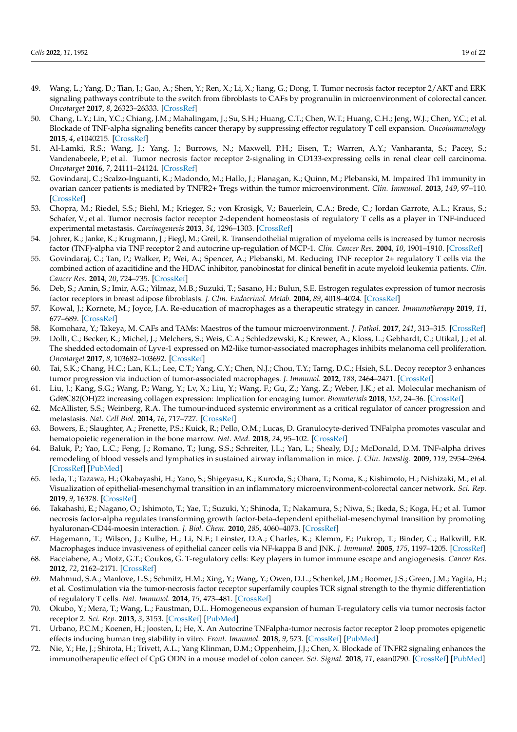49. Wang, L.; Yang, D.; Tian, J.; Gao, A.; Shen, Y.; Ren, X.; Li, X.; Jiang, G.; Dong, T. Tumor necrosis factor receptor 2/AKT and ERK signaling pathways contribute to the switch from fibroblasts to CAFs by progranulin in microenvironment of colorectal cancer. *Oncotarget* **2017**, *8*, 26323–26333. [CrossRef]
50. Chang, L.Y.; Lin, Y.C.; Chiang, J.M.; Mahalingam, J.; Su, S.H.; Huang, C.T.; Chen, W.T.; Huang, C.H.; Jeng, W.J.; Chen, Y.C.; et al. Blockade of TNF-alpha signaling benefits cancer therapy by suppressing effector regulatory T cell expansion. *Oncoimmunology* **2015**, *4*, e1040215. [CrossRef]
51. Al-Lamki, R.S.; Wang, J.; Yang, J.; Burrows, N.; Maxwell, P.H.; Eisen, T.; Warren, A.Y.; Vanharanta, S.; Pacey, S.; Vandenabeele, P.; et al. Tumor necrosis factor receptor 2-signaling in CD133-expressing cells in renal clear cell carcinoma. *Oncotarget* **2016**, *7*, 24111–24124. [CrossRef]
52. Govindaraj, C.; Scalzo-Inguanti, K.; Madondo, M.; Hallo, J.; Flanagan, K.; Quinn, M.; Plebanski, M. Impaired Th1 immunity in ovarian cancer patients is mediated by TNFR2+ Tregs within the tumor microenvironment. *Clin. Immunol.* **2013**, *149*, 97–110. [CrossRef]
53. Chopra, M.; Riedel, S.S.; Biehl, M.; Krieger, S.; von Krosigk, V.; Bauerlein, C.A.; Brede, C.; Jordan Garrote, A.L.; Kraus, S.; Schafer, V.; et al. Tumor necrosis factor receptor 2-dependent homeostasis of regulatory T cells as a player in TNF-induced experimental metastasis. *Carcinogenesis* **2013**, *34*, 1296–1303. [CrossRef]
54. Johrer, K.; Janke, K.; Krugmann, J.; Fiegl, M.; Greil, R. Transendothelial migration of myeloma cells is increased by tumor necrosis factor (TNF)-alpha via TNF receptor 2 and autocrine up-regulation of MCP-1. *Clin. Cancer Res.* **2004**, *10*, 1901–1910. [CrossRef]
55. Govindaraj, C.; Tan, P.; Walker, P.; Wei, A.; Spencer, A.; Plebanski, M. Reducing TNF receptor 2+ regulatory T cells via the combined action of azacitidine and the HDAC inhibitor, panobinostat for clinical benefit in acute myeloid leukemia patients. *Clin. Cancer Res.* **2014**, *20*, 724–735. [CrossRef]
56. Deb, S.; Amin, S.; Imir, A.G.; Yilmaz, M.B.; Suzuki, T.; Sasano, H.; Bulun, S.E. Estrogen regulates expression of tumor necrosis factor receptors in breast adipose fibroblasts. *J. Clin. Endocrinol. Metab.* **2004**, *89*, 4018–4024. [CrossRef]
57. Kowal, J.; Kornete, M.; Joyce, J.A. Re-education of macrophages as a therapeutic strategy in cancer. *Immunotherapy* **2019**, *11*, 677–689. [CrossRef]
58. Komohara, Y.; Takeya, M. CAFs and TAMs: Maestros of the tumour microenvironment. *J. Pathol.* **2017**, *241*, 313–315. [CrossRef]
59. Dollt, C.; Becker, K.; Michel, J.; Melchers, S.; Weis, C.A.; Schledzewski, K.; Krewer, A.; Kloss, L.; Gebhardt, C.; Utikal, J.; et al. The shedded ectodomain of Lyve-1 expressed on M2-like tumor-associated macrophages inhibits melanoma cell proliferation. *Oncotarget* **2017**, *8*, 103682–103692. [CrossRef]
60. Tai, S.K.; Chang, H.C.; Lan, K.L.; Lee, C.T.; Yang, C.Y.; Chen, N.J.; Chou, T.Y.; Tarng, D.C.; Hsieh, S.L. Decoy receptor 3 enhances tumor progression via induction of tumor-associated macrophages. *J. Immunol.* **2012**, *188*, 2464–2471. [CrossRef]
61. Liu, J.; Kang, S.G.; Wang, P.; Wang, Y.; Lv, X.; Liu, Y.; Wang, F.; Gu, Z.; Yang, Z.; Weber, J.K.; et al. Molecular mechanism of Gd@C82(OH)22 increasing collagen expression: Implication for encaging tumor. *Biomaterials* **2018**, *152*, 24–36. [CrossRef]
62. McAllister, S.S.; Weinberg, R.A. The tumour-induced systemic environment as a critical regulator of cancer progression and metastasis. *Nat. Cell Biol.* **2014**, *16*, 717–727. [CrossRef]
63. Bowers, E.; Slaughter, A.; Frenette, P.S.; Kuick, R.; Pello, O.M.; Lucas, D. Granulocyte-derived TNFalpha promotes vascular and hematopoietic regeneration in the bone marrow. *Nat. Med.* **2018**, *24*, 95–102. [CrossRef]
64. Baluk, P.; Yao, L.C.; Feng, J.; Romano, T.; Jung, S.S.; Schreiter, J.L.; Yan, L.; Shealy, D.J.; McDonald, D.M. TNF-alpha drives remodeling of blood vessels and lymphatics in sustained airway inflammation in mice. *J. Clin. Investig.* **2009**, *119*, 2954–2964. [CrossRef] [PubMed]
65. Ieda, T.; Tazawa, H.; Okabayashi, H.; Yano, S.; Shigeyasu, K.; Kuroda, S.; Ohara, T.; Noma, K.; Kishimoto, H.; Nishizaki, M.; et al. Visualization of epithelial-mesenchymal transition in an inflammatory microenvironment-colorectal cancer network. *Sci. Rep.* **2019**, *9*, 16378. [CrossRef]
66. Takahashi, E.; Nagano, O.; Ishimoto, T.; Yae, T.; Suzuki, Y.; Shinoda, T.; Nakamura, S.; Niwa, S.; Ikeda, S.; Koga, H.; et al. Tumor necrosis factor-alpha regulates transforming growth factor-beta-dependent epithelial-mesenchymal transition by promoting hyaluronan-CD44-moesin interaction. *J. Biol. Chem.* **2010**, *285*, 4060–4073. [CrossRef]
67. Hagemann, T.; Wilson, J.; Kulbe, H.; Li, N.F.; Leinster, D.A.; Charles, K.; Klemm, F.; Pukrop, T.; Binder, C.; Balkwill, F.R. Macrophages induce invasiveness of epithelial cancer cells via NF-kappa B and JNK. *J. Immunol.* **2005**, *175*, 1197–1205. [CrossRef]
68. Facciabene, A.; Motz, G.T.; Coukos, G. T-regulatory cells: Key players in tumor immune escape and angiogenesis. *Cancer Res.* **2012**, *72*, 2162–2171. [CrossRef]
69. Mahmud, S.A.; Manlove, L.S.; Schmitz, H.M.; Xing, Y.; Wang, Y.; Owen, D.L.; Schenkel, J.M.; Boomer, J.S.; Green, J.M.; Yagita, H.; et al. Costimulation via the tumor-necrosis factor receptor superfamily couples TCR signal strength to the thymic differentiation of regulatory T cells. *Nat. Immunol.* **2014**, *15*, 473–481. [CrossRef]
70. Okubo, Y.; Mera, T.; Wang, L.; Faustman, D.L. Homogeneous expansion of human T-regulatory cells via tumor necrosis factor receptor 2. *Sci. Rep.* **2013**, *3*, 3153. [CrossRef] [PubMed]
71. Urbano, P.C.M.; Koenen, H.; Joosten, I.; He, X. An Autocrine TNFalpha-tumor necrosis factor receptor 2 loop promotes epigenetic effects inducing human treg stability in vitro. *Front. Immunol.* **2018**, *9*, 573. [CrossRef] [PubMed]
72. Nie, Y.; He, J.; Shirota, H.; Trivett, A.L.; Yang Klinman, D.M.; Oppenheim, J.J.; Chen, X. Blockade of TNFR2 signaling enhances the immunotherapeutic effect of CpG ODN in a mouse model of colon cancer. *Sci. Signal.* **2018**, *11*, eaan0790. [CrossRef] [PubMed]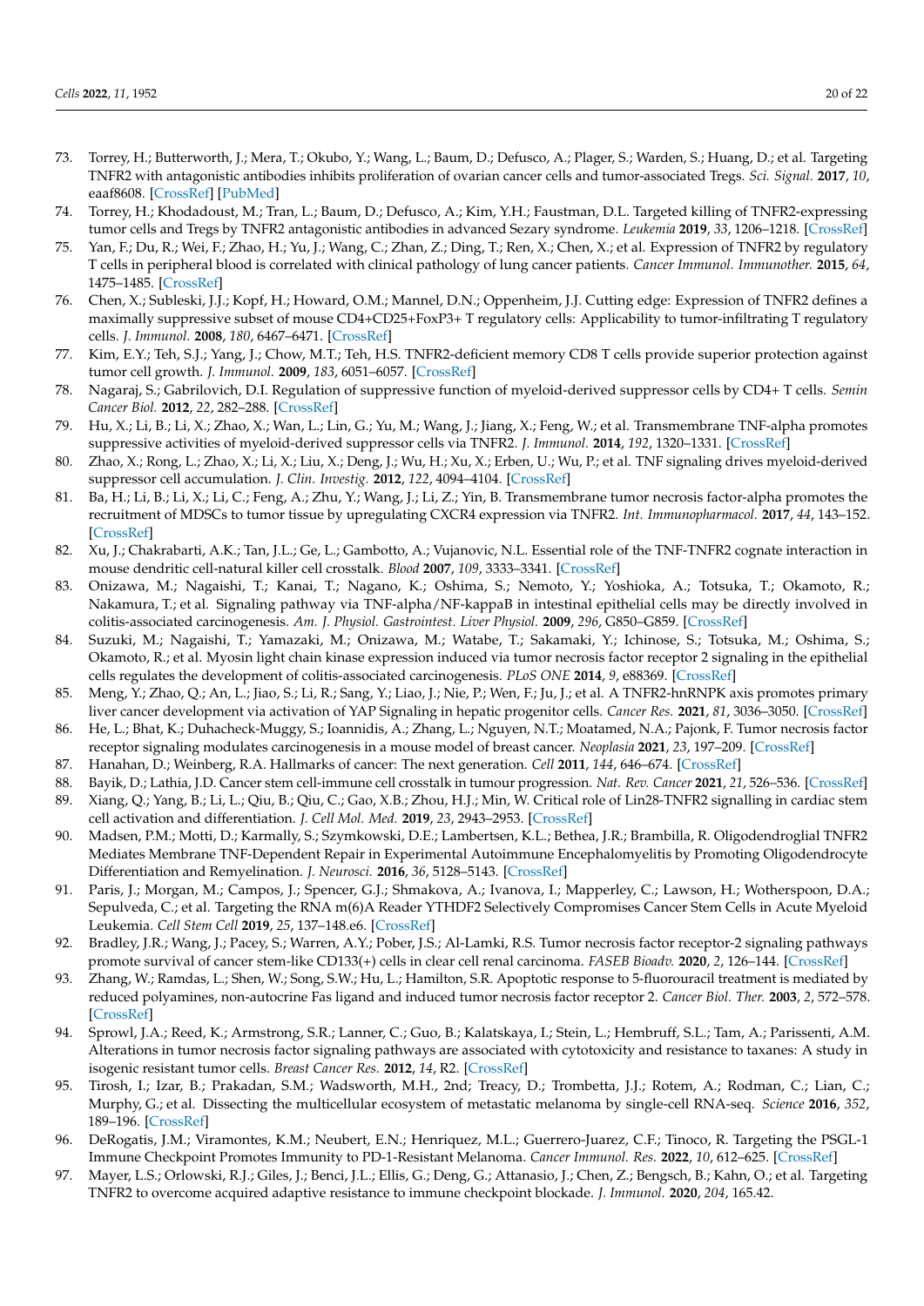73. Torrey, H.; Butterworth, J.; Mera, T.; Okubo, Y.; Wang, L.; Baum, D.; Defusco, A.; Plager, S.; Warden, S.; Huang, D.; et al. Targeting TNFR2 with antagonistic antibodies inhibits proliferation of ovarian cancer cells and tumor-associated Tregs. *Sci. Signal.* **2017**, *10*, eaaf8608. [CrossRef] [PubMed]
74. Torrey, H.; Khodadoust, M.; Tran, L.; Baum, D.; Defusco, A.; Kim, Y.H.; Faustman, D.L. Targeted killing of TNFR2-expressing tumor cells and Tregs by TNFR2 antagonistic antibodies in advanced Sezary syndrome. *Leukemia* **2019**, *33*, 1206–1218. [CrossRef]
75. Yan, F.; Du, R.; Wei, F.; Zhao, H.; Yu, J.; Wang, C.; Zhan, Z.; Ding, T.; Ren, X.; Chen, X.; et al. Expression of TNFR2 by regulatory T cells in peripheral blood is correlated with clinical pathology of lung cancer patients. *Cancer Immunol. Immunother.* **2015**, *64*, 1475–1485. [CrossRef]
76. Chen, X.; Subleski, J.J.; Kopf, H.; Howard, O.M.; Mannel, D.N.; Oppenheim, J.J. Cutting edge: Expression of TNFR2 defines a maximally suppressive subset of mouse CD4+CD25+FoxP3+ T regulatory cells: Applicability to tumor-infiltrating T regulatory cells. *J. Immunol.* **2008**, *180*, 6467–6471. [CrossRef]
77. Kim, E.Y.; Teh, S.J.; Yang, J.; Chow, M.T.; Teh, H.S. TNFR2-deficient memory CD8 T cells provide superior protection against tumor cell growth. *J. Immunol.* **2009**, *183*, 6051–6057. [CrossRef]
78. Nagaraj, S.; Gabrilovich, D.I. Regulation of suppressive function of myeloid-derived suppressor cells by CD4+ T cells. *Semin Cancer Biol.* **2012**, *22*, 282–288. [CrossRef]
79. Hu, X.; Li, B.; Li, X.; Zhao, X.; Wan, L.; Lin, G.; Yu, M.; Wang, J.; Jiang, X.; Feng, W.; et al. Transmembrane TNF-alpha promotes suppressive activities of myeloid-derived suppressor cells via TNFR2. *J. Immunol.* **2014**, *192*, 1320–1331. [CrossRef]
80. Zhao, X.; Rong, L.; Zhao, X.; Li, X.; Liu, X.; Deng, J.; Wu, H.; Xu, X.; Erben, U.; Wu, P.; et al. TNF signaling drives myeloid-derived suppressor cell accumulation. *J. Clin. Investig.* **2012**, *122*, 4094–4104. [CrossRef]
81. Ba, H.; Li, B.; Li, X.; Li, C.; Feng, A.; Zhu, Y.; Wang, J.; Li, Z.; Yin, B. Transmembrane tumor necrosis factor-alpha promotes the recruitment of MDSCs to tumor tissue by upregulating CXCR4 expression via TNFR2. *Int. Immunopharmacol.* **2017**, *44*, 143–152. [CrossRef]
82. Xu, J.; Chakrabarti, A.K.; Tan, J.L.; Ge, L.; Gambotto, A.; Vujanovic, N.L. Essential role of the TNF-TNFR2 cognate interaction in mouse dendritic cell-natural killer cell crosstalk. *Blood* **2007**, *109*, 3333–3341. [CrossRef]
83. Onizawa, M.; Nagaishi, T.; Kanai, T.; Nagano, K.; Oshima, S.; Nemoto, Y.; Yoshioka, A.; Totsuka, T.; Okamoto, R.; Nakamura, T.; et al. Signaling pathway via TNF-alpha/NF-kappaB in intestinal epithelial cells may be directly involved in colitis-associated carcinogenesis. *Am. J. Physiol. Gastrointest. Liver Physiol.* **2009**, *296*, G850–G859. [CrossRef]
84. Suzuki, M.; Nagaishi, T.; Yamazaki, M.; Onizawa, M.; Watabe, T.; Sakamaki, Y.; Ichinose, S.; Totsuka, M.; Oshima, S.; Okamoto, R.; et al. Myosin light chain kinase expression induced via tumor necrosis factor receptor 2 signaling in the epithelial cells regulates the development of colitis-associated carcinogenesis. *PLoS ONE* **2014**, *9*, e88369. [CrossRef]
85. Meng, Y.; Zhao, Q.; An, L.; Jiao, S.; Li, R.; Sang, Y.; Liao, J.; Nie, P.; Wen, F.; Ju, J.; et al. A TNFR2-hnRNPK axis promotes primary liver cancer development via activation of YAP Signaling in hepatic progenitor cells. *Cancer Res.* **2021**, *81*, 3036–3050. [CrossRef]
86. He, L.; Bhat, K.; Duhacheck-Muggy, S.; Ioannidis, A.; Zhang, L.; Nguyen, N.T.; Moatamed, N.A.; Pajonk, F. Tumor necrosis factor receptor signaling modulates carcinogenesis in a mouse model of breast cancer. *Neoplasia* **2021**, *23*, 197–209. [CrossRef]
87. Hanahan, D.; Weinberg, R.A. Hallmarks of cancer: The next generation. *Cell* **2011**, *144*, 646–674. [CrossRef]
88. Bayik, D.; Lathia, J.D. Cancer stem cell-immune cell crosstalk in tumour progression. *Nat. Rev. Cancer* **2021**, *21*, 526–536. [CrossRef]
89. Xiang, Q.; Yang, B.; Li, L.; Qiu, B.; Qiu, C.; Gao, X.B.; Zhou, H.J.; Min, W. Critical role of Lin28-TNFR2 signalling in cardiac stem cell activation and differentiation. *J. Cell Mol. Med.* **2019**, *23*, 2943–2953. [CrossRef]
90. Madsen, P.M.; Motti, D.; Karmally, S.; Szymkowski, D.E.; Lambertsen, K.L.; Bethea, J.R.; Brambilla, R. Oligodendroglial TNFR2 Mediates Membrane TNF-Dependent Repair in Experimental Autoimmune Encephalomyelitis by Promoting Oligodendrocyte Differentiation and Remyelination. *J. Neurosci.* **2016**, *36*, 5128–5143. [CrossRef]
91. Paris, J.; Morgan, M.; Campos, J.; Spencer, G.J.; Shmakova, A.; Ivanova, I.; Mapperley, C.; Lawson, H.; Wotherspoon, D.A.; Sepulveda, C.; et al. Targeting the RNA m(6)A Reader YTHDF2 Selectively Compromises Cancer Stem Cells in Acute Myeloid Leukemia. *Cell Stem Cell* **2019**, *25*, 137–148.e6. [CrossRef]
92. Bradley, J.R.; Wang, J.; Pacey, S.; Warren, A.Y.; Pober, J.S.; Al-Lamki, R.S. Tumor necrosis factor receptor-2 signaling pathways promote survival of cancer stem-like CD133(+) cells in clear cell renal carcinoma. *FASEB Bioadv.* **2020**, *2*, 126–144. [CrossRef]
93. Zhang, W.; Ramdas, L.; Shen, W.; Song, S.W.; Hu, L.; Hamilton, S.R. Apoptotic response to 5-fluorouracil treatment is mediated by reduced polyamines, non-autocrine Fas ligand and induced tumor necrosis factor receptor 2. *Cancer Biol. Ther.* **2003**, *2*, 572–578. [CrossRef]
94. Sprowl, J.A.; Reed, K.; Armstrong, S.R.; Lanner, C.; Guo, B.; Kalatskaya, I.; Stein, L.; Hembruff, S.L.; Tam, A.; Parissenti, A.M. Alterations in tumor necrosis factor signaling pathways are associated with cytotoxicity and resistance to taxanes: A study in isogenic resistant tumor cells. *Breast Cancer Res.* **2012**, *14*, R2. [CrossRef]
95. Tirosh, I.; Izar, B.; Prakadan, S.M.; Wadsworth, M.H., 2nd; Treacy, D.; Trombetta, J.J.; Rotem, A.; Rodman, C.; Lian, C.; Murphy, G.; et al. Dissecting the multicellular ecosystem of metastatic melanoma by single-cell RNA-seq. *Science* **2016**, *352*, 189–196. [CrossRef]
96. DeRogatis, J.M.; Viramontes, K.M.; Neubert, E.N.; Henriquez, M.L.; Guerrero-Juarez, C.F.; Tinoco, R. Targeting the PSGL-1 Immune Checkpoint Promotes Immunity to PD-1-Resistant Melanoma. *Cancer Immunol. Res.* **2022**, *10*, 612–625. [CrossRef]
97. Mayer, L.S.; Orlowski, R.J.; Giles, J.; Benci, J.L.; Ellis, G.; Deng, G.; Attanasio, J.; Chen, Z.; Bengsch, B.; Kahn, O.; et al. Targeting TNFR2 to overcome acquired adaptive resistance to immune checkpoint blockade. *J. Immunol.* **2020**, *204*, 165.42.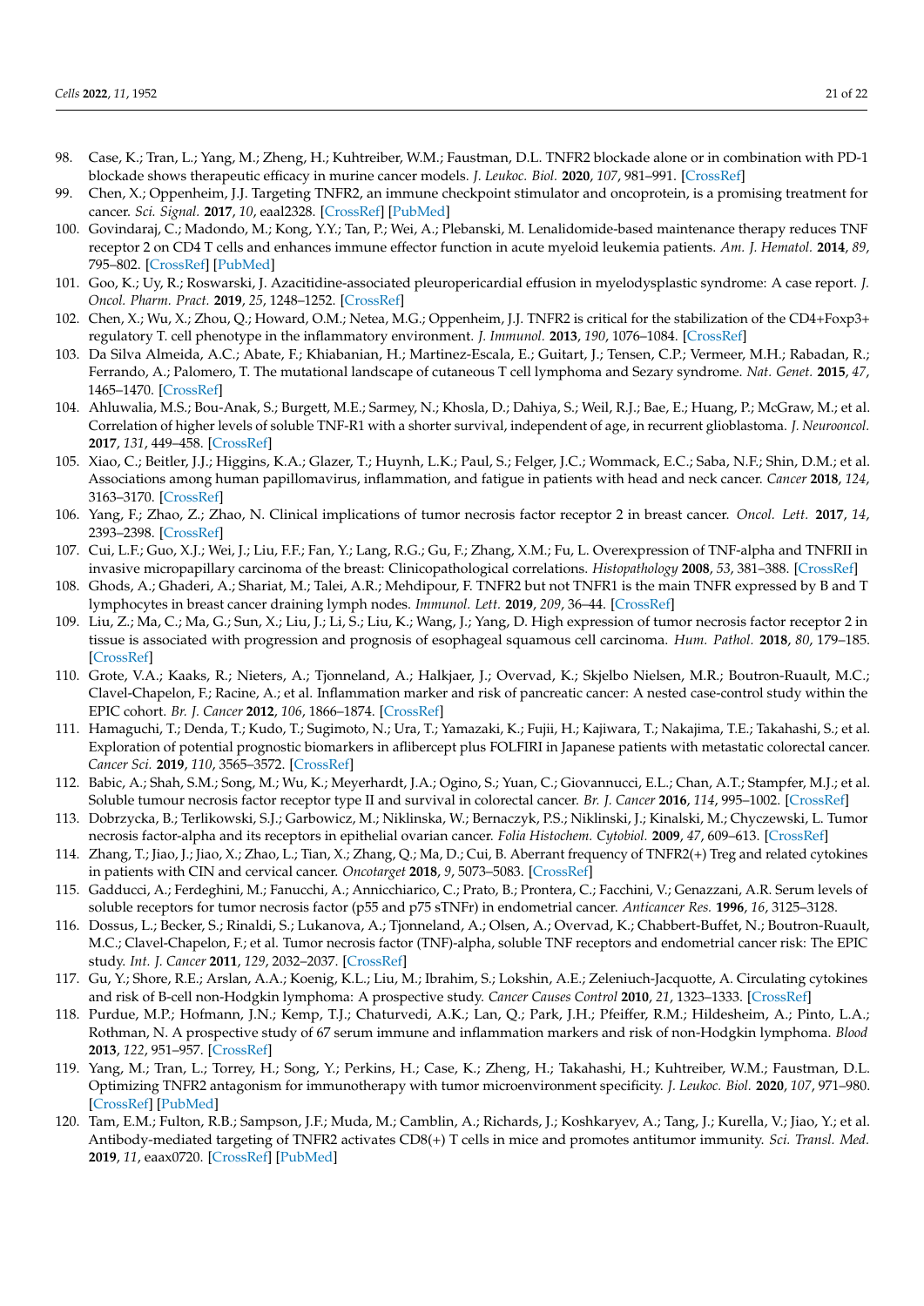98. Case, K.; Tran, L.; Yang, M.; Zheng, H.; Kuhtreiber, W.M.; Faustman, D.L. TNFR2 blockade alone or in combination with PD-1 blockade shows therapeutic efficacy in murine cancer models. *J. Leukoc. Biol.* **2020**, *107*, 981–991. [CrossRef]
99. Chen, X.; Oppenheim, J.J. Targeting TNFR2, an immune checkpoint stimulator and oncoprotein, is a promising treatment for cancer. *Sci. Signal.* **2017**, *10*, eaal2328. [CrossRef] [PubMed]
100. Govindaraj, C.; Madondo, M.; Kong, Y.Y.; Tan, P.; Wei, A.; Plebanski, M. Lenalidomide-based maintenance therapy reduces TNF receptor 2 on CD4 T cells and enhances immune effector function in acute myeloid leukemia patients. *Am. J. Hematol.* **2014**, *89*, 795–802. [CrossRef] [PubMed]
101. Goo, K.; Uy, R.; Roswarski, J. Azacitidine-associated pleuropericardial effusion in myelodysplastic syndrome: A case report. *J. Oncol. Pharm. Pract.* **2019**, *25*, 1248–1252. [CrossRef]
102. Chen, X.; Wu, X.; Zhou, Q.; Howard, O.M.; Netea, M.G.; Oppenheim, J.J. TNFR2 is critical for the stabilization of the CD4+Foxp3+ regulatory T. cell phenotype in the inflammatory environment. *J. Immunol.* **2013**, *190*, 1076–1084. [CrossRef]
103. Da Silva Almeida, A.C.; Abate, F.; Khiabanian, H.; Martinez-Escala, E.; Guitart, J.; Tensen, C.P.; Vermeer, M.H.; Rabadan, R.; Ferrando, A.; Palomero, T. The mutational landscape of cutaneous T cell lymphoma and Sezary syndrome. *Nat. Genet.* **2015**, *47*, 1465–1470. [CrossRef]
104. Ahluwalia, M.S.; Bou-Anak, S.; Burgett, M.E.; Sarmey, N.; Khosla, D.; Dahiya, S.; Weil, R.J.; Bae, E.; Huang, P.; McGraw, M.; et al. Correlation of higher levels of soluble TNF-R1 with a shorter survival, independent of age, in recurrent glioblastoma. *J. Neurooncol.* **2017**, *131*, 449–458. [CrossRef]
105. Xiao, C.; Beitler, J.J.; Higgins, K.A.; Glazer, T.; Huynh, L.K.; Paul, S.; Felger, J.C.; Wommack, E.C.; Saba, N.F.; Shin, D.M.; et al. Associations among human papillomavirus, inflammation, and fatigue in patients with head and neck cancer. *Cancer* **2018**, *124*, 3163–3170. [CrossRef]
106. Yang, F.; Zhao, Z.; Zhao, N. Clinical implications of tumor necrosis factor receptor 2 in breast cancer. *Oncol. Lett.* **2017**, *14*, 2393–2398. [CrossRef]
107. Cui, L.F.; Guo, X.J.; Wei, J.; Liu, F.F.; Fan, Y.; Lang, R.G.; Gu, F.; Zhang, X.M.; Fu, L. Overexpression of TNF-alpha and TNFRII in invasive micropapillary carcinoma of the breast: Clinicopathological correlations. *Histopathology* **2008**, *53*, 381–388. [CrossRef]
108. Ghods, A.; Ghaderi, A.; Shariat, M.; Talei, A.R.; Mehdipour, F. TNFR2 but not TNFR1 is the main TNFR expressed by B and T lymphocytes in breast cancer draining lymph nodes. *Immunol. Lett.* **2019**, *209*, 36–44. [CrossRef]
109. Liu, Z.; Ma, C.; Ma, G.; Sun, X.; Liu, J.; Li, S.; Liu, K.; Wang, J.; Yang, D. High expression of tumor necrosis factor receptor 2 in tissue is associated with progression and prognosis of esophageal squamous cell carcinoma. *Hum. Pathol.* **2018**, *80*, 179–185. [CrossRef]
110. Grote, V.A.; Kaaks, R.; Nieters, A.; Tjonneland, A.; Halkjaer, J.; Overvad, K.; Skjelbo Nielsen, M.R.; Boutron-Ruault, M.C.; Clavel-Chapelon, F.; Racine, A.; et al. Inflammation marker and risk of pancreatic cancer: A nested case-control study within the EPIC cohort. *Br. J. Cancer* **2012**, *106*, 1866–1874. [CrossRef]
111. Hamaguchi, T.; Denda, T.; Kudo, T.; Sugimoto, N.; Ura, T.; Yamazaki, K.; Fujii, H.; Kajiwara, T.; Nakajima, T.E.; Takahashi, S.; et al. Exploration of potential prognostic biomarkers in aflibercept plus FOLFIRI in Japanese patients with metastatic colorectal cancer. *Cancer Sci.* **2019**, *110*, 3565–3572. [CrossRef]
112. Babic, A.; Shah, S.M.; Song, M.; Wu, K.; Meyerhardt, J.A.; Ogino, S.; Yuan, C.; Giovannucci, E.L.; Chan, A.T.; Stampfer, M.J.; et al. Soluble tumour necrosis factor receptor type II and survival in colorectal cancer. *Br. J. Cancer* **2016**, *114*, 995–1002. [CrossRef]
113. Dobrzycka, B.; Terlikowski, S.J.; Garbowicz, M.; Niklinska, W.; Bernaczyk, P.S.; Niklinski, J.; Kinalski, M.; Chyczewski, L. Tumor necrosis factor-alpha and its receptors in epithelial ovarian cancer. *Folia Histochem. Cytobiol.* **2009**, *47*, 609–613. [CrossRef]
114. Zhang, T.; Jiao, J.; Jiao, X.; Zhao, L.; Tian, X.; Zhang, Q.; Ma, D.; Cui, B. Aberrant frequency of TNFR2(+) Treg and related cytokines in patients with CIN and cervical cancer. *Oncotarget* **2018**, *9*, 5073–5083. [CrossRef]
115. Gadducci, A.; Ferdeghini, M.; Fanucchi, A.; Annicchiarico, C.; Prato, B.; Prontera, C.; Facchini, V.; Genazzani, A.R. Serum levels of soluble receptors for tumor necrosis factor (p55 and p75 sTNFr) in endometrial cancer. *Anticancer Res.* **1996**, *16*, 3125–3128.
116. Dossus, L.; Becker, S.; Rinaldi, S.; Lukanova, A.; Tjonneland, A.; Olsen, A.; Overvad, K.; Chabbert-Buffet, N.; Boutron-Ruault, M.C.; Clavel-Chapelon, F.; et al. Tumor necrosis factor (TNF)-alpha, soluble TNF receptors and endometrial cancer risk: The EPIC study. *Int. J. Cancer* **2011**, *129*, 2032–2037. [CrossRef]
117. Gu, Y.; Shore, R.E.; Arslan, A.A.; Koenig, K.L.; Liu, M.; Ibrahim, S.; Lokshin, A.E.; Zeleniuch-Jacquotte, A. Circulating cytokines and risk of B-cell non-Hodgkin lymphoma: A prospective study. *Cancer Causes Control* **2010**, *21*, 1323–1333. [CrossRef]
118. Purdue, M.P.; Hofmann, J.N.; Kemp, T.J.; Chaturvedi, A.K.; Lan, Q.; Park, J.H.; Pfeiffer, R.M.; Hildesheim, A.; Pinto, L.A.; Rothman, N. A prospective study of 67 serum immune and inflammation markers and risk of non-Hodgkin lymphoma. *Blood* **2013**, *122*, 951–957. [CrossRef]
119. Yang, M.; Tran, L.; Torrey, H.; Song, Y.; Perkins, H.; Case, K.; Zheng, H.; Takahashi, H.; Kuhtreiber, W.M.; Faustman, D.L. Optimizing TNFR2 antagonism for immunotherapy with tumor microenvironment specificity. *J. Leukoc. Biol.* **2020**, *107*, 971–980. [CrossRef] [PubMed]
120. Tam, E.M.; Fulton, R.B.; Sampson, J.F.; Muda, M.; Camblin, A.; Richards, J.; Koshkaryev, A.; Tang, J.; Kurella, V.; Jiao, Y.; et al. Antibody-mediated targeting of TNFR2 activates CD8(+) T cells in mice and promotes antitumor immunity. *Sci. Transl. Med.* **2019**, *11*, eaax0720. [CrossRef] [PubMed]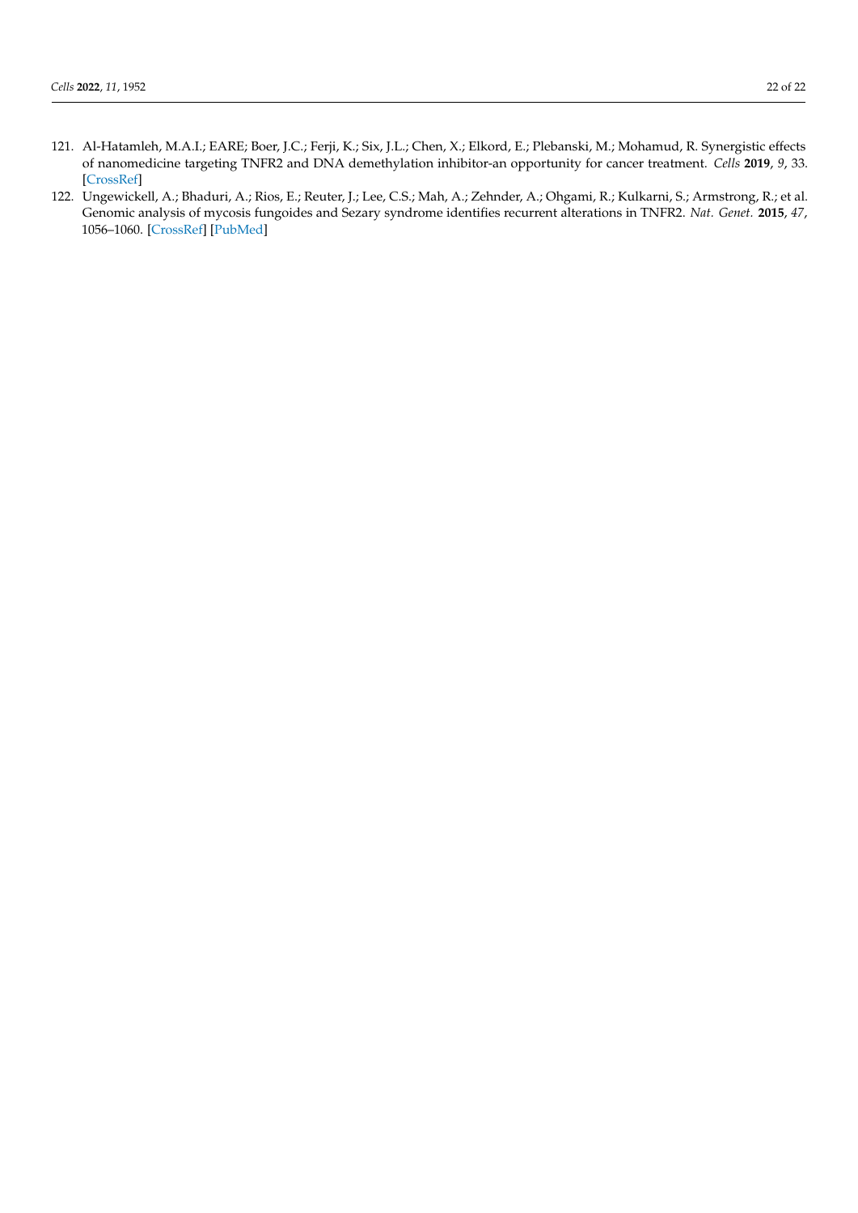121. Al-Hatamleh, M.A.I.; EARE; Boer, J.C.; Ferji, K.; Six, J.L.; Chen, X.; Elkord, E.; Plebanski, M.; Mohamud, R. Synergistic effects of nanomedicine targeting TNFR2 and DNA demethylation inhibitor-an opportunity for cancer treatment. *Cells* **2019**, *9*, 33. [CrossRef]
122. Ungewickell, A.; Bhaduri, A.; Rios, E.; Reuter, J.; Lee, C.S.; Mah, A.; Zehnder, A.; Ohgami, R.; Kulkarni, S.; Armstrong, R.; et al. Genomic analysis of mycosis fungoides and Sezary syndrome identifies recurrent alterations in TNFR2. *Nat. Genet.* **2015**, *47*, 1056–1060. [CrossRef] [PubMed]